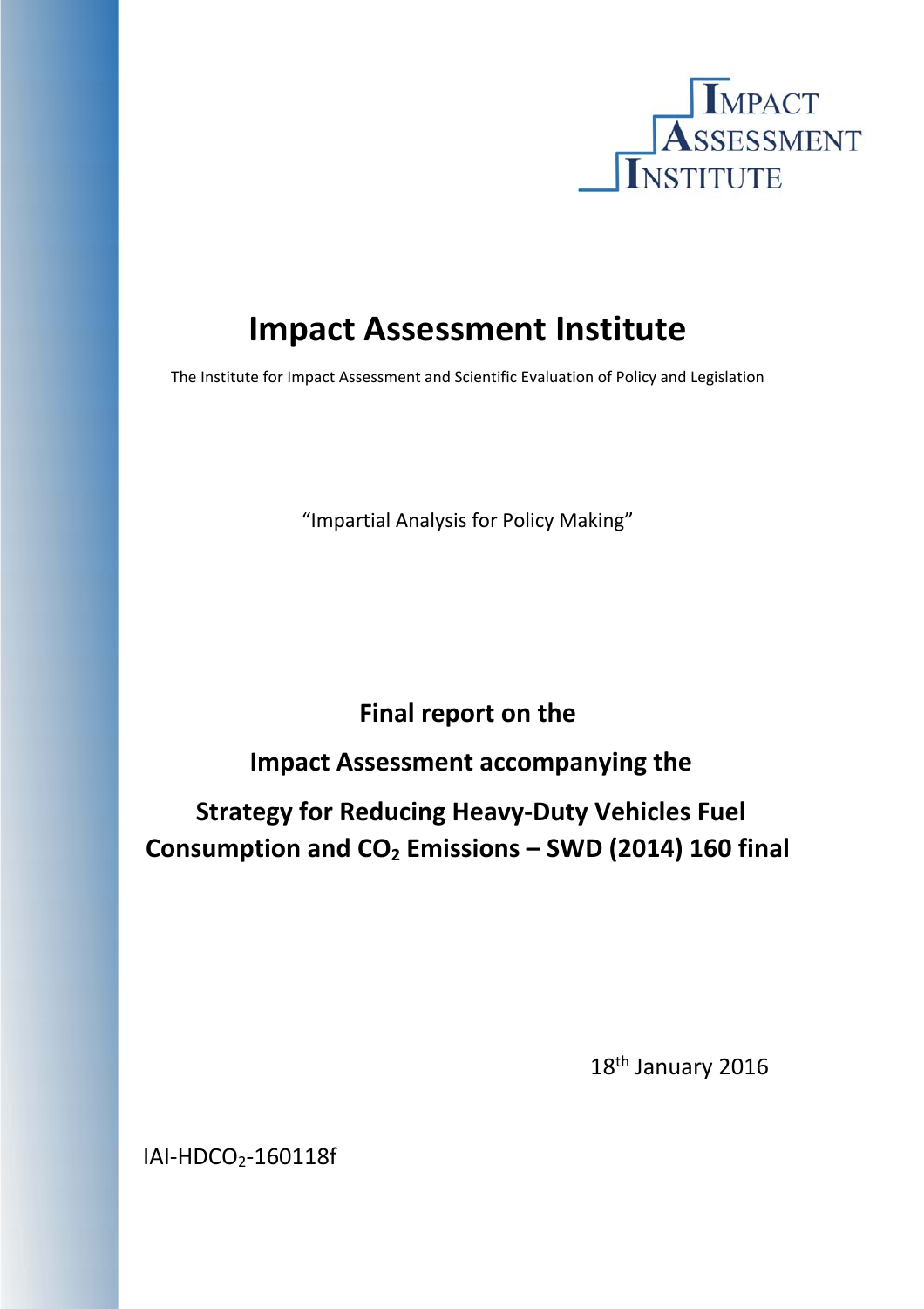IMPACT ASSESSMENT INSTITUTE

# Impact Assessment Institute

The Institute for Impact Assessment and Scientific Evaluation of Policy and Legislation

"Impartial Analysis for Policy Making"

**Final report on the**

**Impact Assessment accompanying the**

**Strategy for Reducing Heavy-Duty Vehicles Fuel Consumption and $CO_2$ Emissions – SWD (2014) 160 final**

18th January 2016

IAI-HD$CO_2$-160118f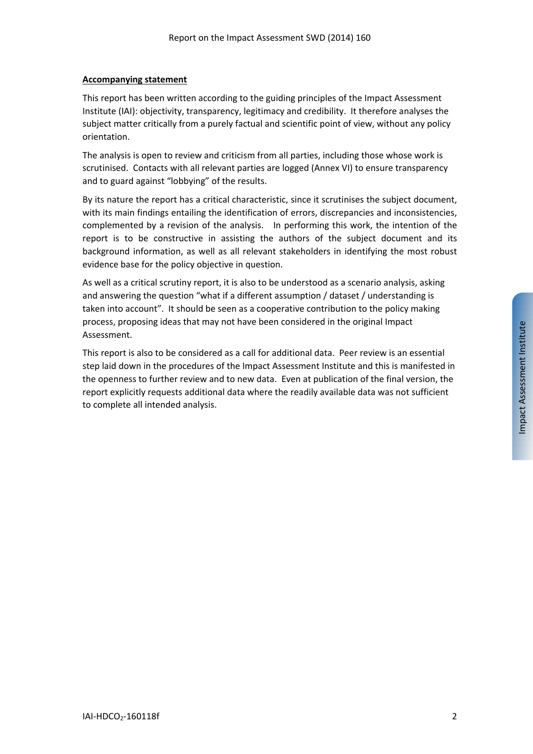**Accompanying statement**

This report has been written according to the guiding principles of the Impact Assessment Institute (IAI): objectivity, transparency, legitimacy and credibility. It therefore analyses the subject matter critically from a purely factual and scientific point of view, without any policy orientation.

The analysis is open to review and criticism from all parties, including those whose work is scrutinised. Contacts with all relevant parties are logged (Annex VI) to ensure transparency and to guard against "lobbying" of the results.

By its nature the report has a critical characteristic, since it scrutinises the subject document, with its main findings entailing the identification of errors, discrepancies and inconsistencies, complemented by a revision of the analysis. In performing this work, the intention of the report is to be constructive in assisting the authors of the subject document and its background information, as well as all relevant stakeholders in identifying the most robust evidence base for the policy objective in question.

As well as a critical scrutiny report, it is also to be understood as a scenario analysis, asking and answering the question "what if a different assumption / dataset / understanding is taken into account". It should be seen as a cooperative contribution to the policy making process, proposing ideas that may not have been considered in the original Impact Assessment.

This report is also to be considered as a call for additional data. Peer review is an essential step laid down in the procedures of the Impact Assessment Institute and this is manifested in the openness to further review and to new data. Even at publication of the final version, the report explicitly requests additional data where the readily available data was not sufficient to complete all intended analysis.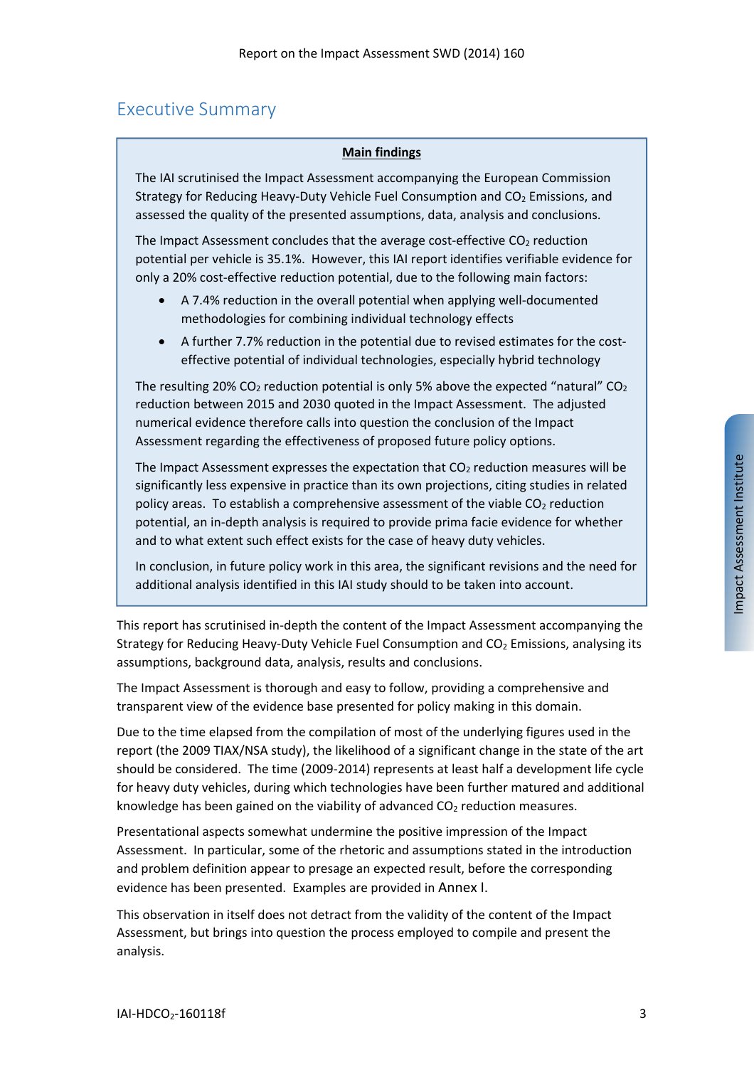# Executive Summary

**Main findings**

The IAI scrutinised the Impact Assessment accompanying the European Commission Strategy for Reducing Heavy-Duty Vehicle Fuel Consumption and $CO_2$ Emissions, and assessed the quality of the presented assumptions, data, analysis and conclusions.

The Impact Assessment concludes that the average cost-effective $CO_2$ reduction potential per vehicle is 35.1%. However, this IAI report identifies verifiable evidence for only a 20% cost-effective reduction potential, due to the following main factors:

- A 7.4% reduction in the overall potential when applying well-documented methodologies for combining individual technology effects
- A further 7.7% reduction in the potential due to revised estimates for the cost-effective potential of individual technologies, especially hybrid technology

The resulting 20% $CO_2$ reduction potential is only 5% above the expected "natural" $CO_2$ reduction between 2015 and 2030 quoted in the Impact Assessment. The adjusted numerical evidence therefore calls into question the conclusion of the Impact Assessment regarding the effectiveness of proposed future policy options.

The Impact Assessment expresses the expectation that $CO_2$ reduction measures will be significantly less expensive in practice than its own projections, citing studies in related policy areas. To establish a comprehensive assessment of the viable $CO_2$ reduction potential, an in-depth analysis is required to provide prima facie evidence for whether and to what extent such effect exists for the case of heavy duty vehicles.

In conclusion, in future policy work in this area, the significant revisions and the need for additional analysis identified in this IAI study should to be taken into account.

This report has scrutinised in-depth the content of the Impact Assessment accompanying the Strategy for Reducing Heavy-Duty Vehicle Fuel Consumption and $CO_2$ Emissions, analysing its assumptions, background data, analysis, results and conclusions.

The Impact Assessment is thorough and easy to follow, providing a comprehensive and transparent view of the evidence base presented for policy making in this domain.

Due to the time elapsed from the compilation of most of the underlying figures used in the report (the 2009 TIAX/NSA study), the likelihood of a significant change in the state of the art should be considered. The time (2009-2014) represents at least half a development life cycle for heavy duty vehicles, during which technologies have been further matured and additional knowledge has been gained on the viability of advanced $CO_2$ reduction measures.

Presentational aspects somewhat undermine the positive impression of the Impact Assessment. In particular, some of the rhetoric and assumptions stated in the introduction and problem definition appear to presage an expected result, before the corresponding evidence has been presented. Examples are provided in Annex I.

This observation in itself does not detract from the validity of the content of the Impact Assessment, but brings into question the process employed to compile and present the analysis.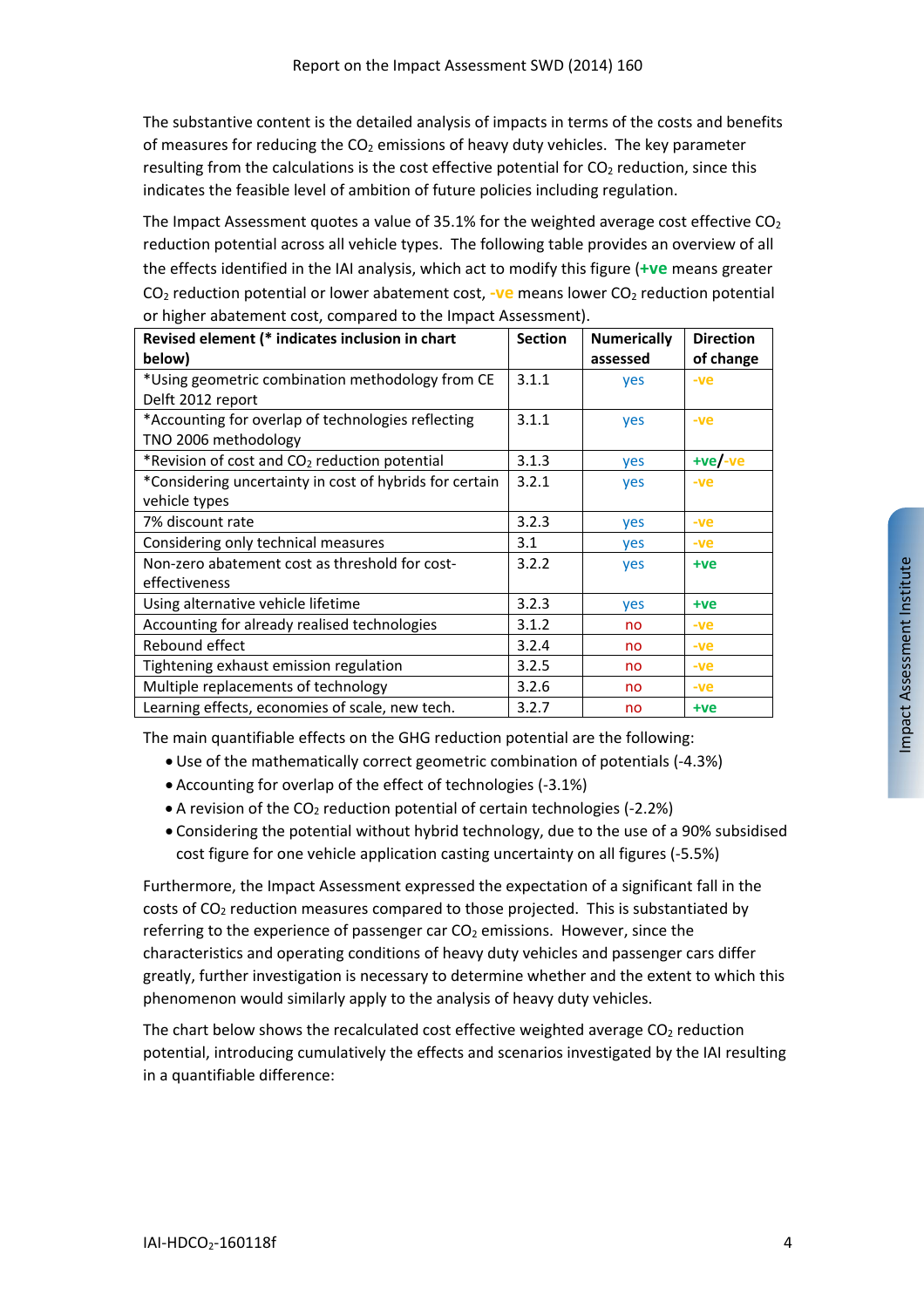The substantive content is the detailed analysis of impacts in terms of the costs and benefits of measures for reducing the $CO_2$ emissions of heavy duty vehicles. The key parameter resulting from the calculations is the cost effective potential for $CO_2$ reduction, since this indicates the feasible level of ambition of future policies including regulation.

The Impact Assessment quotes a value of 35.1% for the weighted average cost effective $CO_2$ reduction potential across all vehicle types. The following table provides an overview of all the effects identified in the IAI analysis, which act to modify this figure (**+ve** means greater $CO_2$ reduction potential or lower abatement cost, **-ve** means lower $CO_2$ reduction potential or higher abatement cost, compared to the Impact Assessment).

| **Revised element (* indicates inclusion in chart below)** | **Section** | **Numerically assessed** | **Direction of change** |
|---|---|---|---|
| *Using geometric combination methodology from CE Delft 2012 report | 3.1.1 | yes | -ve |
| *Accounting for overlap of technologies reflecting TNO 2006 methodology | 3.1.1 | yes | -ve |
| *Revision of cost and $CO_2$ reduction potential | 3.1.3 | yes | +ve/-ve |
| *Considering uncertainty in cost of hybrids for certain vehicle types | 3.2.1 | yes | -ve |
| 7% discount rate | 3.2.3 | yes | -ve |
| Considering only technical measures | 3.1 | yes | -ve |
| Non-zero abatement cost as threshold for cost-effectiveness | 3.2.2 | yes | +ve |
| Using alternative vehicle lifetime | 3.2.3 | yes | +ve |
| Accounting for already realised technologies | 3.1.2 | no | -ve |
| Rebound effect | 3.2.4 | no | -ve |
| Tightening exhaust emission regulation | 3.2.5 | no | -ve |
| Multiple replacements of technology | 3.2.6 | no | -ve |
| Learning effects, economies of scale, new tech. | 3.2.7 | no | +ve |

The main quantifiable effects on the GHG reduction potential are the following:

- Use of the mathematically correct geometric combination of potentials (-4.3%)
- Accounting for overlap of the effect of technologies (-3.1%)
- A revision of the $CO_2$ reduction potential of certain technologies (-2.2%)
- Considering the potential without hybrid technology, due to the use of a 90% subsidised cost figure for one vehicle application casting uncertainty on all figures (-5.5%)

Furthermore, the Impact Assessment expressed the expectation of a significant fall in the costs of $CO_2$ reduction measures compared to those projected. This is substantiated by referring to the experience of passenger car $CO_2$ emissions. However, since the characteristics and operating conditions of heavy duty vehicles and passenger cars differ greatly, further investigation is necessary to determine whether and the extent to which this phenomenon would similarly apply to the analysis of heavy duty vehicles.

The chart below shows the recalculated cost effective weighted average $CO_2$ reduction potential, introducing cumulatively the effects and scenarios investigated by the IAI resulting in a quantifiable difference: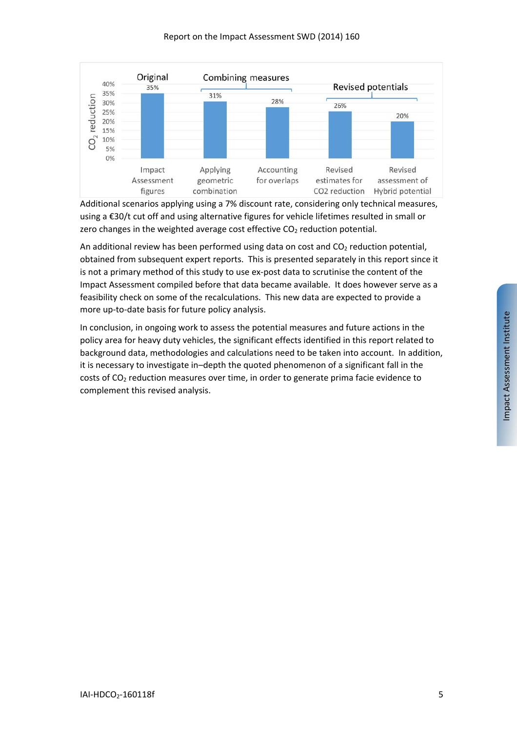| | Original | Combining measures | | Revised potentials | |
|---|---|---|---|---|---|
| | Impact Assessment figures | Applying geometric combination | Accounting for overlaps | Revised estimates for CO2 reduction | Revised assessment of Hybrid potential |
| $CO_2$ reduction | 35% | 31% | 28% | 26% | 20% |

Additional scenarios applying using a 7% discount rate, considering only technical measures, using a €30/t cut off and using alternative figures for vehicle lifetimes resulted in small or zero changes in the weighted average cost effective $CO_2$ reduction potential.

An additional review has been performed using data on cost and $CO_2$ reduction potential, obtained from subsequent expert reports. This is presented separately in this report since it is not a primary method of this study to use ex-post data to scrutinise the content of the Impact Assessment compiled before that data became available. It does however serve as a feasibility check on some of the recalculations. This new data are expected to provide a more up-to-date basis for future policy analysis.

In conclusion, in ongoing work to assess the potential measures and future actions in the policy area for heavy duty vehicles, the significant effects identified in this report related to background data, methodologies and calculations need to be taken into account. In addition, it is necessary to investigate in–depth the quoted phenomenon of a significant fall in the costs of $CO_2$ reduction measures over time, in order to generate prima facie evidence to complement this revised analysis.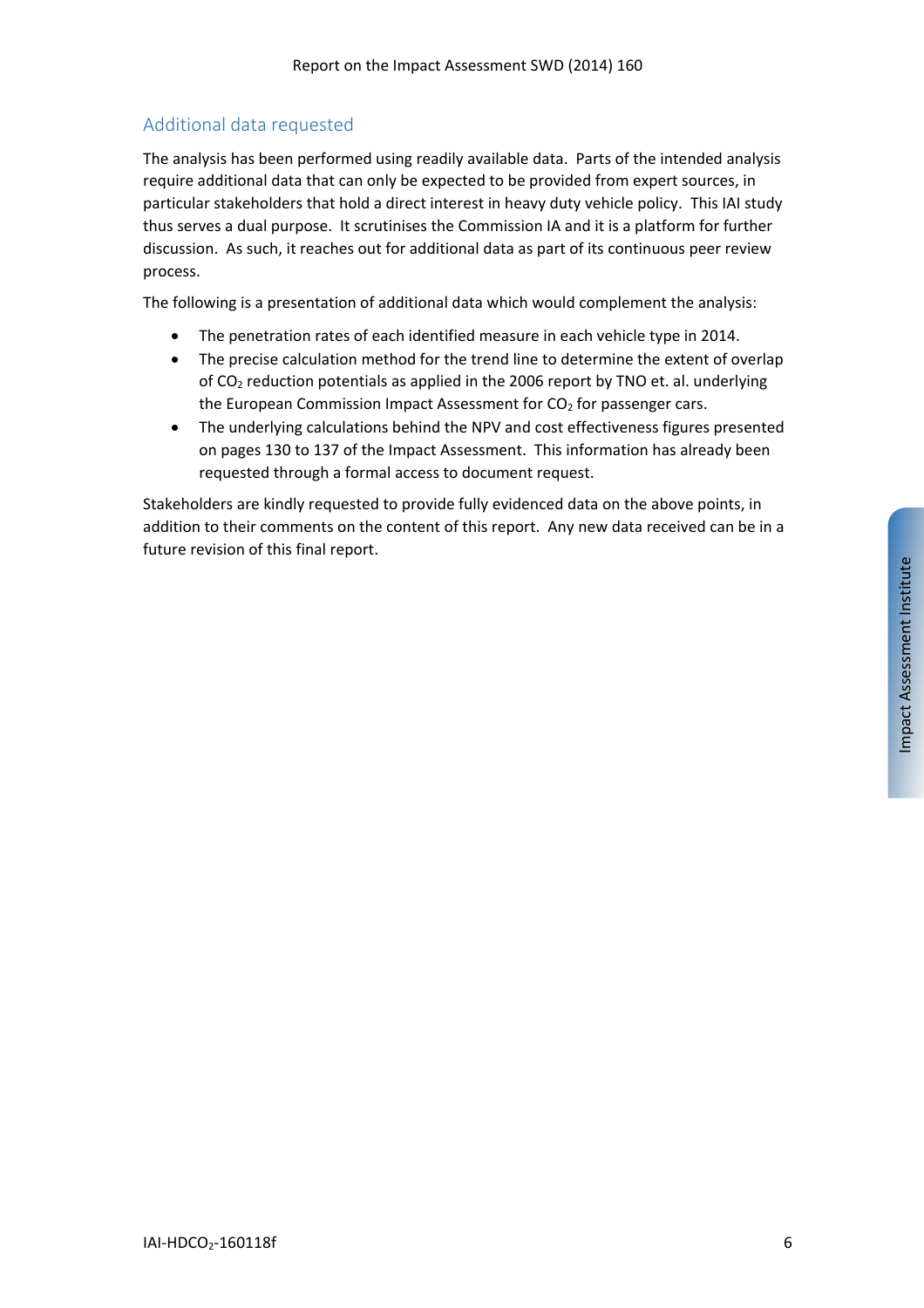## Additional data requested

The analysis has been performed using readily available data. Parts of the intended analysis require additional data that can only be expected to be provided from expert sources, in particular stakeholders that hold a direct interest in heavy duty vehicle policy. This IAI study thus serves a dual purpose. It scrutinises the Commission IA and it is a platform for further discussion. As such, it reaches out for additional data as part of its continuous peer review process.

The following is a presentation of additional data which would complement the analysis:

- The penetration rates of each identified measure in each vehicle type in 2014.
- The precise calculation method for the trend line to determine the extent of overlap of $CO_2$ reduction potentials as applied in the 2006 report by TNO et. al. underlying the European Commission Impact Assessment for $CO_2$ for passenger cars.
- The underlying calculations behind the NPV and cost effectiveness figures presented on pages 130 to 137 of the Impact Assessment. This information has already been requested through a formal access to document request.

Stakeholders are kindly requested to provide fully evidenced data on the above points, in addition to their comments on the content of this report. Any new data received can be in a future revision of this final report.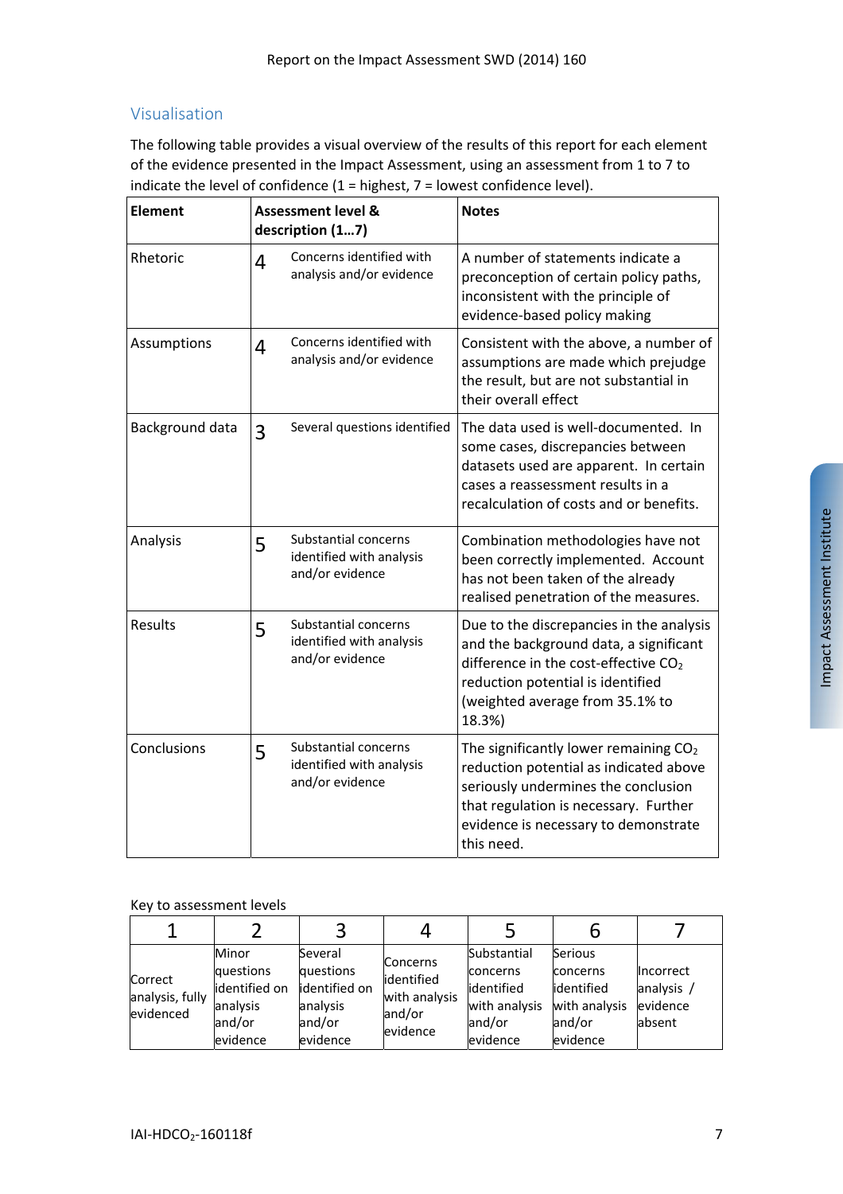## Visualisation

The following table provides a visual overview of the results of this report for each element of the evidence presented in the Impact Assessment, using an assessment from 1 to 7 to indicate the level of confidence (1 = highest, 7 = lowest confidence level).

| Element | Assessment level & description (1…7) | | Notes |
|---|---|---|---|
| Rhetoric | 4 | Concerns identified with analysis and/or evidence | A number of statements indicate a preconception of certain policy paths, inconsistent with the principle of evidence-based policy making |
| Assumptions | 4 | Concerns identified with analysis and/or evidence | Consistent with the above, a number of assumptions are made which prejudge the result, but are not substantial in their overall effect |
| Background data | 3 | Several questions identified | The data used is well-documented. In some cases, discrepancies between datasets used are apparent. In certain cases a reassessment results in a recalculation of costs and or benefits. |
| Analysis | 5 | Substantial concerns identified with analysis and/or evidence | Combination methodologies have not been correctly implemented. Account has not been taken of the already realised penetration of the measures. |
| Results | 5 | Substantial concerns identified with analysis and/or evidence | Due to the discrepancies in the analysis and the background data, a significant difference in the cost-effective $CO_2$ reduction potential is identified (weighted average from 35.1% to 18.3%) |
| Conclusions | 5 | Substantial concerns identified with analysis and/or evidence | The significantly lower remaining $CO_2$ reduction potential as indicated above seriously undermines the conclusion that regulation is necessary. Further evidence is necessary to demonstrate this need. |

Key to assessment levels

| 1 | 2 | 3 | 4 | 5 | 6 | 7 |
|---|---|---|---|---|---|---|
| Correct analysis, fully evidenced | Minor questions identified on analysis and/or evidence | Several questions identified on analysis and/or evidence | Concerns identified with analysis and/or evidence | Substantial concerns identified with analysis and/or evidence | Serious concerns identified with analysis and/or evidence | Incorrect analysis / evidence absent |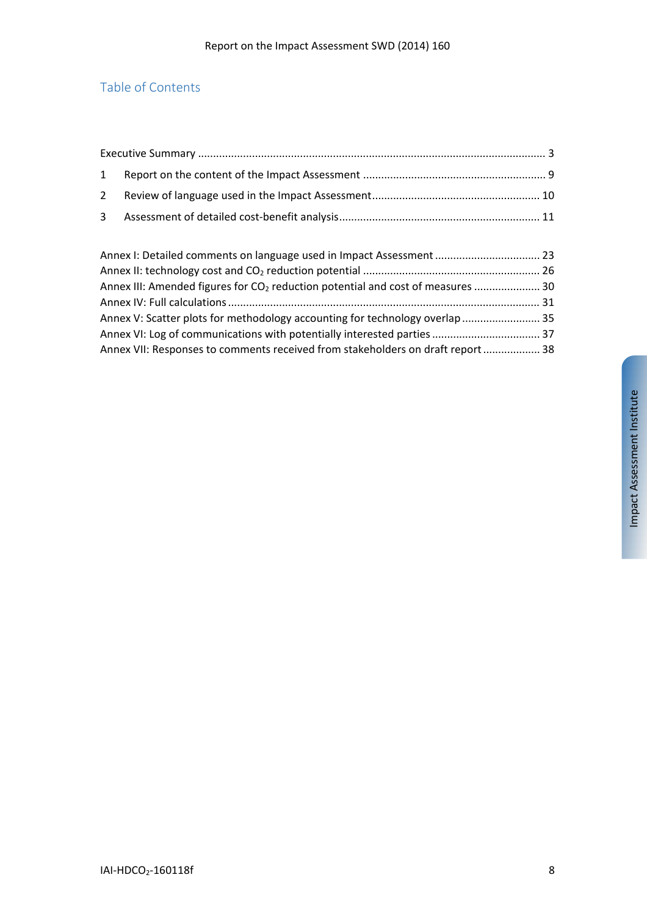## Table of Contents

Executive Summary ...................................................................................................................... 3

1 Report on the content of the Impact Assessment ............................................................ 9

2 Review of language used in the Impact Assessment....................................................... 10

3 Assessment of detailed cost-benefit analysis.................................................................. 11

Annex I: Detailed comments on language used in Impact Assessment ................................... 23

Annex II: technology cost and $CO_2$ reduction potential .......................................................... 26

Annex III: Amended figures for $CO_2$ reduction potential and cost of measures ...................... 30

Annex IV: Full calculations ....................................................................................................... 31

Annex V: Scatter plots for methodology accounting for technology overlap .......................... 35

Annex VI: Log of communications with potentially interested parties .................................... 37

Annex VII: Responses to comments received from stakeholders on draft report .................. 38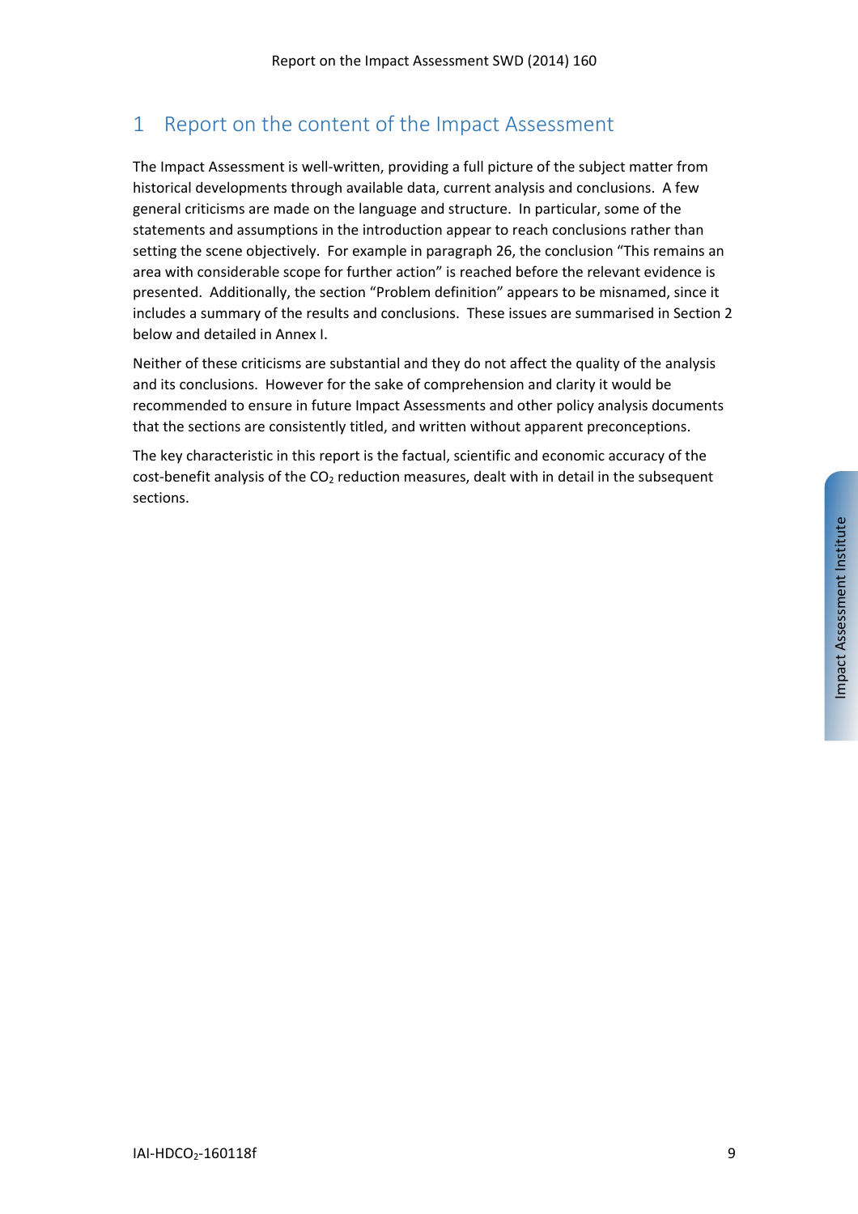# 1 Report on the content of the Impact Assessment

The Impact Assessment is well-written, providing a full picture of the subject matter from historical developments through available data, current analysis and conclusions. A few general criticisms are made on the language and structure. In particular, some of the statements and assumptions in the introduction appear to reach conclusions rather than setting the scene objectively. For example in paragraph 26, the conclusion "This remains an area with considerable scope for further action" is reached before the relevant evidence is presented. Additionally, the section "Problem definition" appears to be misnamed, since it includes a summary of the results and conclusions. These issues are summarised in Section 2 below and detailed in Annex I.

Neither of these criticisms are substantial and they do not affect the quality of the analysis and its conclusions. However for the sake of comprehension and clarity it would be recommended to ensure in future Impact Assessments and other policy analysis documents that the sections are consistently titled, and written without apparent preconceptions.

The key characteristic in this report is the factual, scientific and economic accuracy of the cost-benefit analysis of the $CO_2$ reduction measures, dealt with in detail in the subsequent sections.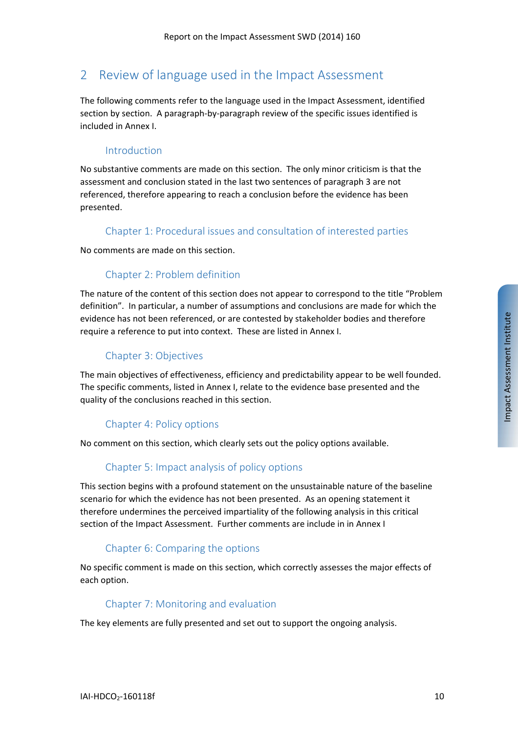## 2 Review of language used in the Impact Assessment

The following comments refer to the language used in the Impact Assessment, identified section by section. A paragraph-by-paragraph review of the specific issues identified is included in Annex I.

### Introduction

No substantive comments are made on this section. The only minor criticism is that the assessment and conclusion stated in the last two sentences of paragraph 3 are not referenced, therefore appearing to reach a conclusion before the evidence has been presented.

### Chapter 1: Procedural issues and consultation of interested parties

No comments are made on this section.

### Chapter 2: Problem definition

The nature of the content of this section does not appear to correspond to the title "Problem definition". In particular, a number of assumptions and conclusions are made for which the evidence has not been referenced, or are contested by stakeholder bodies and therefore require a reference to put into context. These are listed in Annex I.

### Chapter 3: Objectives

The main objectives of effectiveness, efficiency and predictability appear to be well founded. The specific comments, listed in Annex I, relate to the evidence base presented and the quality of the conclusions reached in this section.

### Chapter 4: Policy options

No comment on this section, which clearly sets out the policy options available.

### Chapter 5: Impact analysis of policy options

This section begins with a profound statement on the unsustainable nature of the baseline scenario for which the evidence has not been presented. As an opening statement it therefore undermines the perceived impartiality of the following analysis in this critical section of the Impact Assessment. Further comments are include in in Annex I

### Chapter 6: Comparing the options

No specific comment is made on this section, which correctly assesses the major effects of each option.

### Chapter 7: Monitoring and evaluation

The key elements are fully presented and set out to support the ongoing analysis.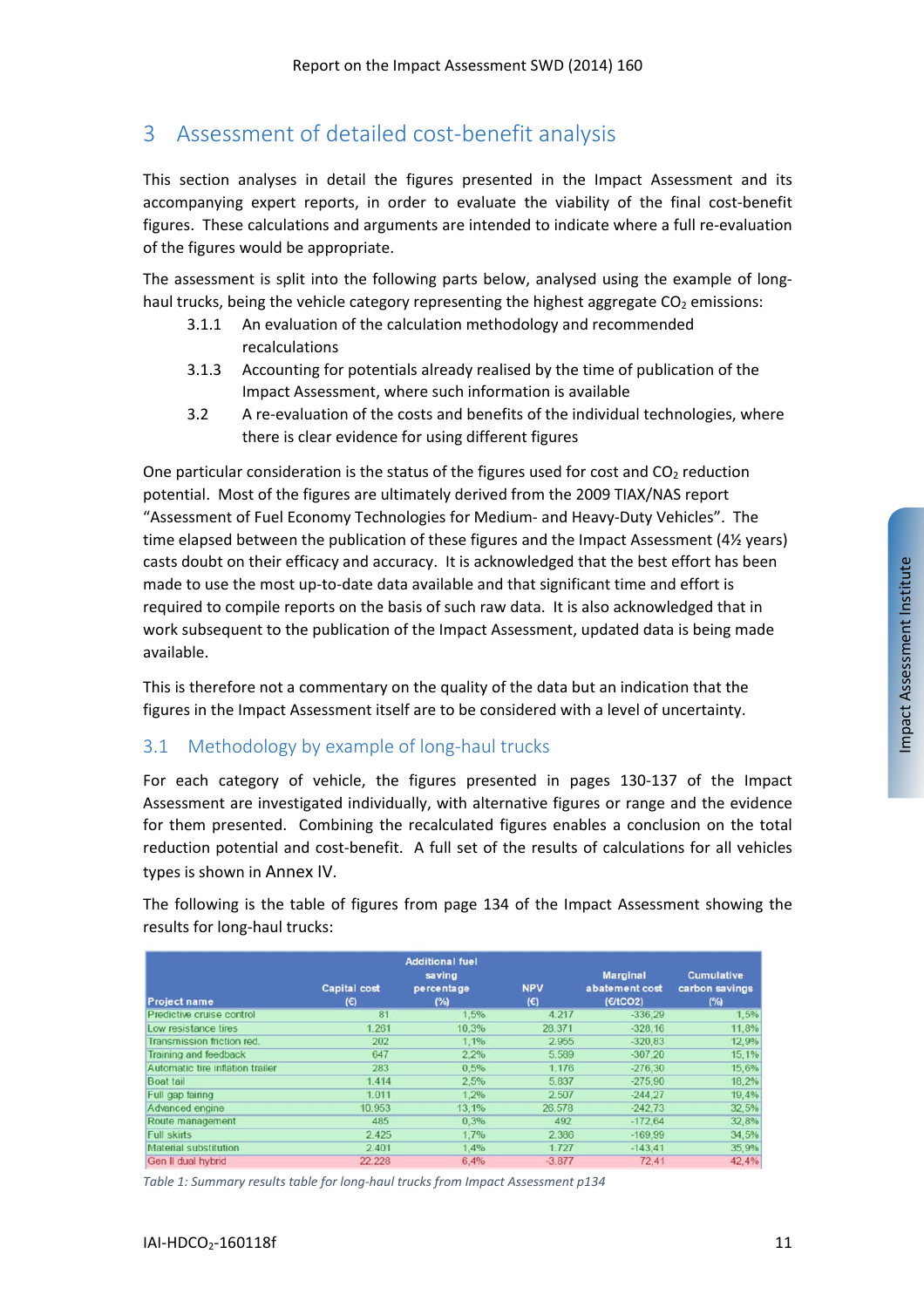# 3 Assessment of detailed cost-benefit analysis

This section analyses in detail the figures presented in the Impact Assessment and its accompanying expert reports, in order to evaluate the viability of the final cost-benefit figures. These calculations and arguments are intended to indicate where a full re-evaluation of the figures would be appropriate.

The assessment is split into the following parts below, analysed using the example of long-haul trucks, being the vehicle category representing the highest aggregate $CO_2$ emissions:

- 3.1.1 An evaluation of the calculation methodology and recommended recalculations
- 3.1.3 Accounting for potentials already realised by the time of publication of the Impact Assessment, where such information is available
- 3.2 A re-evaluation of the costs and benefits of the individual technologies, where there is clear evidence for using different figures

One particular consideration is the status of the figures used for cost and $CO_2$ reduction potential. Most of the figures are ultimately derived from the 2009 TIAX/NAS report "Assessment of Fuel Economy Technologies for Medium- and Heavy-Duty Vehicles". The time elapsed between the publication of these figures and the Impact Assessment (4½ years) casts doubt on their efficacy and accuracy. It is acknowledged that the best effort has been made to use the most up-to-date data available and that significant time and effort is required to compile reports on the basis of such raw data. It is also acknowledged that in work subsequent to the publication of the Impact Assessment, updated data is being made available.

This is therefore not a commentary on the quality of the data but an indication that the figures in the Impact Assessment itself are to be considered with a level of uncertainty.

## 3.1 Methodology by example of long-haul trucks

For each category of vehicle, the figures presented in pages 130-137 of the Impact Assessment are investigated individually, with alternative figures or range and the evidence for them presented. Combining the recalculated figures enables a conclusion on the total reduction potential and cost-benefit. A full set of the results of calculations for all vehicles types is shown in Annex IV.

The following is the table of figures from page 134 of the Impact Assessment showing the results for long-haul trucks:

| Project name | Capital cost (€) | Additional fuel saving percentage (%) | NPV (€) | Marginal abatement cost (€/tCO2) | Cumulative carbon savings (%) |
|---|---|---|---|---|---|
| Predictive cruise control | 81 | 1,5% | 4.217 | -336,29 | 1,5% |
| Low resistance tires | 1.261 | 10,3% | 28.371 | -328,16 | 11,8% |
| Transmission friction red. | 202 | 1,1% | 2.955 | -320,83 | 12,9% |
| Training and feedback | 647 | 2,2% | 5.589 | -307,20 | 15,1% |
| Automatic tire inflation trailer | 283 | 0,5% | 1.176 | -276,30 | 15,6% |
| Boat tail | 1.414 | 2,5% | 5.837 | -275,90 | 18,2% |
| Full gap fairing | 1.011 | 1,2% | 2.507 | -244,27 | 19,4% |
| Advanced engine | 10.953 | 13,1% | 26.578 | -242,73 | 32,5% |
| Route management | 485 | 0,3% | 492 | -172,64 | 32,8% |
| Full skirts | 2.425 | 1,7% | 2.386 | -169,99 | 34,5% |
| Material substitution | 2.401 | 1,4% | 1.727 | -143,41 | 35,9% |
| Gen II dual hybrid | 22.228 | 6,4% | -3.877 | 72,41 | 42,4% |

*Table 1: Summary results table for long-haul trucks from Impact Assessment p134*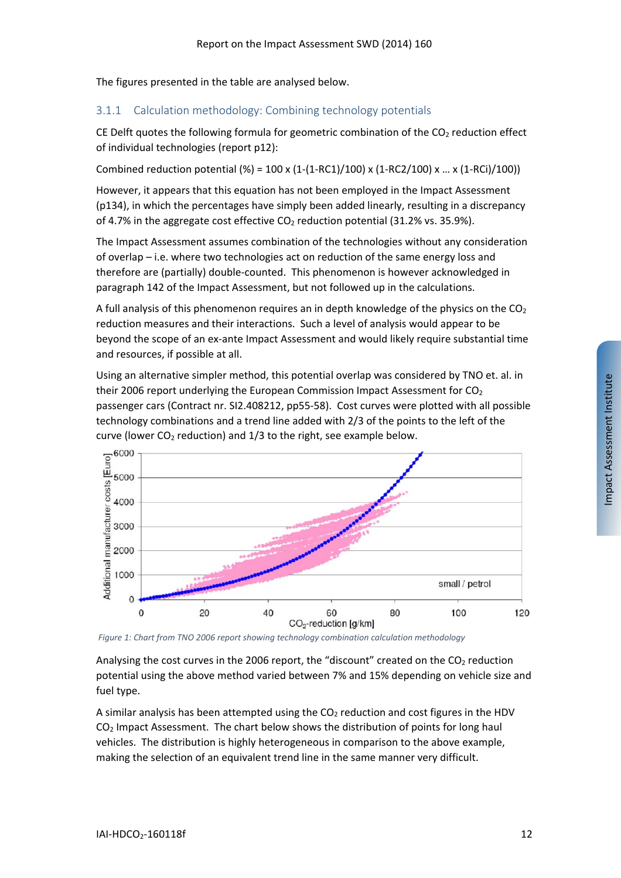The figures presented in the table are analysed below.

### 3.1.1 Calculation methodology: Combining technology potentials

CE Delft quotes the following formula for geometric combination of the $CO_2$ reduction effect of individual technologies (report p12):

Combined reduction potential (%) = 100 x (1-(1-RC1)/100) x (1-RC2/100) x … x (1-RCi)/100))

However, it appears that this equation has not been employed in the Impact Assessment (p134), in which the percentages have simply been added linearly, resulting in a discrepancy of 4.7% in the aggregate cost effective $CO_2$ reduction potential (31.2% vs. 35.9%).

The Impact Assessment assumes combination of the technologies without any consideration of overlap – i.e. where two technologies act on reduction of the same energy loss and therefore are (partially) double-counted. This phenomenon is however acknowledged in paragraph 142 of the Impact Assessment, but not followed up in the calculations.

A full analysis of this phenomenon requires an in depth knowledge of the physics on the $CO_2$ reduction measures and their interactions. Such a level of analysis would appear to be beyond the scope of an ex-ante Impact Assessment and would likely require substantial time and resources, if possible at all.

Using an alternative simpler method, this potential overlap was considered by TNO et. al. in their 2006 report underlying the European Commission Impact Assessment for $CO_2$ passenger cars (Contract nr. SI2.408212, pp55-58). Cost curves were plotted with all possible technology combinations and a trend line added with 2/3 of the points to the left of the curve (lower $CO_2$ reduction) and 1/3 to the right, see example below.

*Figure 1: Chart from TNO 2006 report showing technology combination calculation methodology*

Analysing the cost curves in the 2006 report, the "discount" created on the $CO_2$ reduction potential using the above method varied between 7% and 15% depending on vehicle size and fuel type.

A similar analysis has been attempted using the $CO_2$ reduction and cost figures in the HDV $CO_2$ Impact Assessment. The chart below shows the distribution of points for long haul vehicles. The distribution is highly heterogeneous in comparison to the above example, making the selection of an equivalent trend line in the same manner very difficult.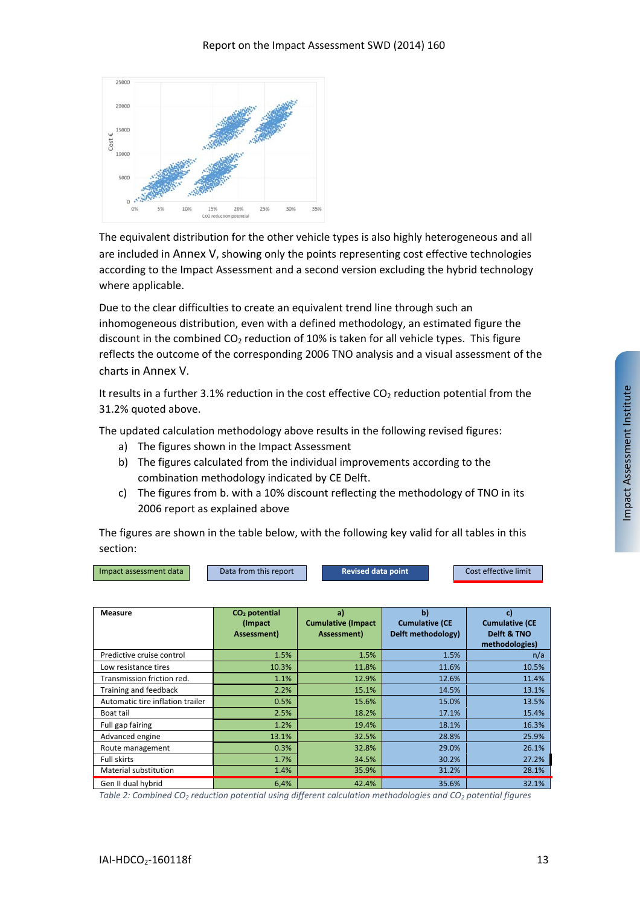The equivalent distribution for the other vehicle types is also highly heterogeneous and all are included in Annex V, showing only the points representing cost effective technologies according to the Impact Assessment and a second version excluding the hybrid technology where applicable.

Due to the clear difficulties to create an equivalent trend line through such an inhomogeneous distribution, even with a defined methodology, an estimated figure the discount in the combined $CO_2$ reduction of 10% is taken for all vehicle types. This figure reflects the outcome of the corresponding 2006 TNO analysis and a visual assessment of the charts in Annex V.

It results in a further 3.1% reduction in the cost effective $CO_2$ reduction potential from the 31.2% quoted above.

The updated calculation methodology above results in the following revised figures:

a) The figures shown in the Impact Assessment
b) The figures calculated from the individual improvements according to the combination methodology indicated by CE Delft.
c) The figures from b. with a 10% discount reflecting the methodology of TNO in its 2006 report as explained above

The figures are shown in the table below, with the following key valid for all tables in this section:

| Impact assessment data | Data from this report | Revised data point | Cost effective limit |
|---|---|---|---|

| Measure | $CO_2$ potential (Impact Assessment) | a) Cumulative (Impact Assessment) | b) Cumulative (CE Delft methodology) | c) Cumulative (CE Delft & TNO methodologies) |
|---|---|---|---|---|
| Predictive cruise control | 1.5% | 1.5% | 1.5% | n/a |
| Low resistance tires | 10.3% | 11.8% | 11.6% | 10.5% |
| Transmission friction red. | 1.1% | 12.9% | 12.6% | 11.4% |
| Training and feedback | 2.2% | 15.1% | 14.5% | 13.1% |
| Automatic tire inflation trailer | 0.5% | 15.6% | 15.0% | 13.5% |
| Boat tail | 2.5% | 18.2% | 17.1% | 15.4% |
| Full gap fairing | 1.2% | 19.4% | 18.1% | 16.3% |
| Advanced engine | 13.1% | 32.5% | 28.8% | 25.9% |
| Route management | 0.3% | 32.8% | 29.0% | 26.1% |
| Full skirts | 1.7% | 34.5% | 30.2% | 27.2% |
| Material substitution | 1.4% | 35.9% | 31.2% | 28.1% |
| Gen II dual hybrid | 6,4% | 42.4% | 35.6% | 32.1% |

*Table 2: Combined $CO_2$ reduction potential using different calculation methodologies and $CO_2$ potential figures*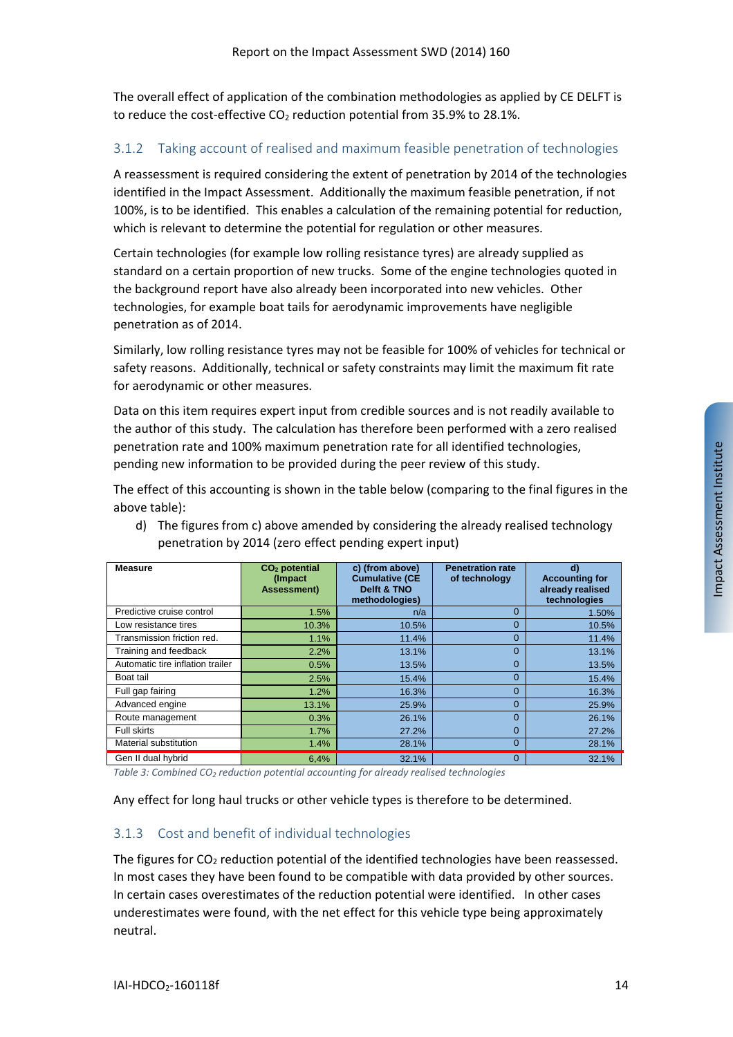The overall effect of application of the combination methodologies as applied by CE DELFT is to reduce the cost-effective $CO_2$ reduction potential from 35.9% to 28.1%.

### 3.1.2 Taking account of realised and maximum feasible penetration of technologies

A reassessment is required considering the extent of penetration by 2014 of the technologies identified in the Impact Assessment. Additionally the maximum feasible penetration, if not 100%, is to be identified. This enables a calculation of the remaining potential for reduction, which is relevant to determine the potential for regulation or other measures.

Certain technologies (for example low rolling resistance tyres) are already supplied as standard on a certain proportion of new trucks. Some of the engine technologies quoted in the background report have also already been incorporated into new vehicles. Other technologies, for example boat tails for aerodynamic improvements have negligible penetration as of 2014.

Similarly, low rolling resistance tyres may not be feasible for 100% of vehicles for technical or safety reasons. Additionally, technical or safety constraints may limit the maximum fit rate for aerodynamic or other measures.

Data on this item requires expert input from credible sources and is not readily available to the author of this study. The calculation has therefore been performed with a zero realised penetration rate and 100% maximum penetration rate for all identified technologies, pending new information to be provided during the peer review of this study.

The effect of this accounting is shown in the table below (comparing to the final figures in the above table):

d) The figures from c) above amended by considering the already realised technology penetration by 2014 (zero effect pending expert input)

| Measure | $CO_2$ potential (Impact Assessment) | c) (from above) Cumulative (CE Delft & TNO methodologies) | Penetration rate of technology | d) Accounting for already realised technologies |
|---|---|---|---|---|
| Predictive cruise control | 1.5% | n/a | 0 | 1.50% |
| Low resistance tires | 10.3% | 10.5% | 0 | 10.5% |
| Transmission friction red. | 1.1% | 11.4% | 0 | 11.4% |
| Training and feedback | 2.2% | 13.1% | 0 | 13.1% |
| Automatic tire inflation trailer | 0.5% | 13.5% | 0 | 13.5% |
| Boat tail | 2.5% | 15.4% | 0 | 15.4% |
| Full gap fairing | 1.2% | 16.3% | 0 | 16.3% |
| Advanced engine | 13.1% | 25.9% | 0 | 25.9% |
| Route management | 0.3% | 26.1% | 0 | 26.1% |
| Full skirts | 1.7% | 27.2% | 0 | 27.2% |
| Material substitution | 1.4% | 28.1% | 0 | 28.1% |
| Gen II dual hybrid | 6,4% | 32.1% | 0 | 32.1% |

*Table 3: Combined $CO_2$ reduction potential accounting for already realised technologies*

Any effect for long haul trucks or other vehicle types is therefore to be determined.

### 3.1.3 Cost and benefit of individual technologies

The figures for $CO_2$ reduction potential of the identified technologies have been reassessed. In most cases they have been found to be compatible with data provided by other sources. In certain cases overestimates of the reduction potential were identified. In other cases underestimates were found, with the net effect for this vehicle type being approximately neutral.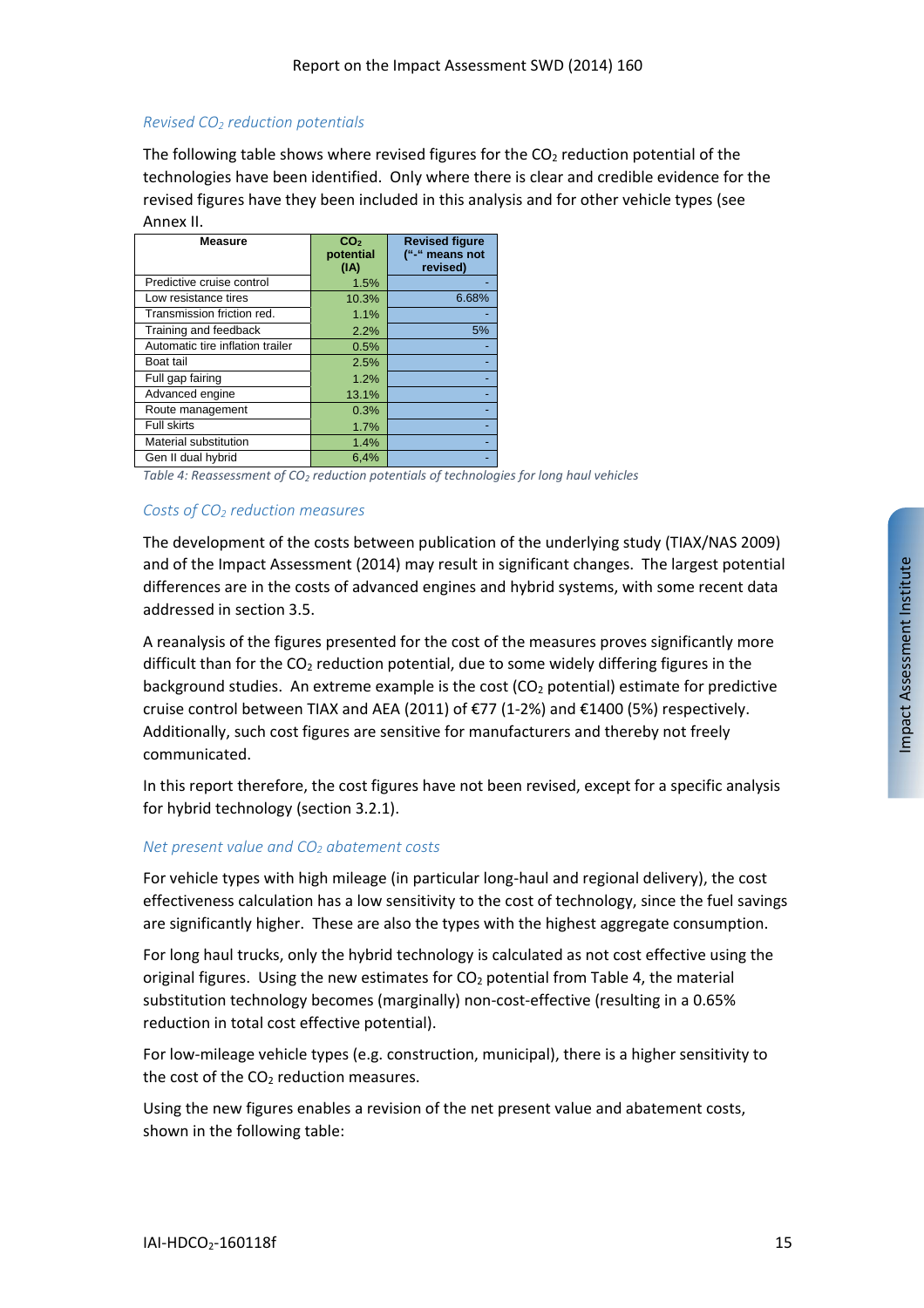### Revised $CO_2$ reduction potentials

The following table shows where revised figures for the $CO_2$ reduction potential of the technologies have been identified. Only where there is clear and credible evidence for the revised figures have they been included in this analysis and for other vehicle types (see Annex II.

| Measure | $CO_2$ potential (IA) | Revised figure ("-" means not revised) |
|---|---|---|
| Predictive cruise control | 1.5% | - |
| Low resistance tires | 10.3% | 6.68% |
| Transmission friction red. | 1.1% | - |
| Training and feedback | 2.2% | 5% |
| Automatic tire inflation trailer | 0.5% | - |
| Boat tail | 2.5% | - |
| Full gap fairing | 1.2% | - |
| Advanced engine | 13.1% | - |
| Route management | 0.3% | - |
| Full skirts | 1.7% | - |
| Material substitution | 1.4% | - |
| Gen II dual hybrid | 6,4% | - |

*Table 4: Reassessment of $CO_2$ reduction potentials of technologies for long haul vehicles*

### Costs of $CO_2$ reduction measures

The development of the costs between publication of the underlying study (TIAX/NAS 2009) and of the Impact Assessment (2014) may result in significant changes. The largest potential differences are in the costs of advanced engines and hybrid systems, with some recent data addressed in section 3.5.

A reanalysis of the figures presented for the cost of the measures proves significantly more difficult than for the $CO_2$ reduction potential, due to some widely differing figures in the background studies. An extreme example is the cost ($CO_2$ potential) estimate for predictive cruise control between TIAX and AEA (2011) of €77 (1-2%) and €1400 (5%) respectively. Additionally, such cost figures are sensitive for manufacturers and thereby not freely communicated.

In this report therefore, the cost figures have not been revised, except for a specific analysis for hybrid technology (section 3.2.1).

### Net present value and $CO_2$ abatement costs

For vehicle types with high mileage (in particular long-haul and regional delivery), the cost effectiveness calculation has a low sensitivity to the cost of technology, since the fuel savings are significantly higher. These are also the types with the highest aggregate consumption.

For long haul trucks, only the hybrid technology is calculated as not cost effective using the original figures. Using the new estimates for $CO_2$ potential from Table 4, the material substitution technology becomes (marginally) non-cost-effective (resulting in a 0.65% reduction in total cost effective potential).

For low-mileage vehicle types (e.g. construction, municipal), there is a higher sensitivity to the cost of the $CO_2$ reduction measures.

Using the new figures enables a revision of the net present value and abatement costs, shown in the following table: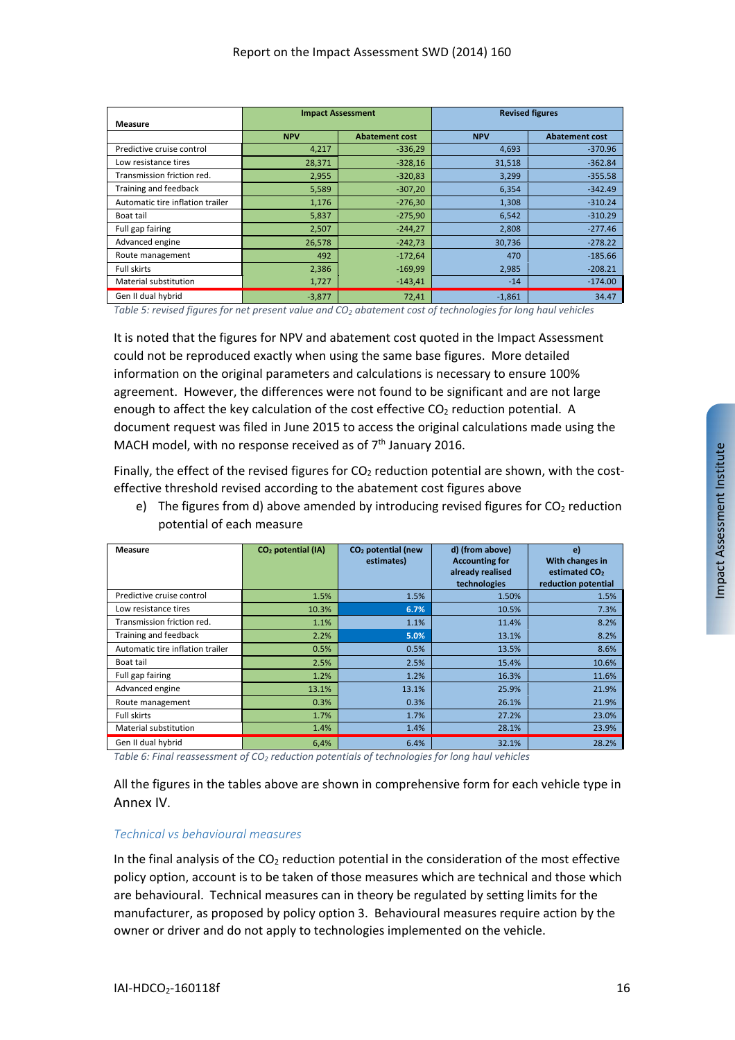| Measure | Impact Assessment | | Revised figures | |
|---|---|---|---|---|
| | NPV | Abatement cost | NPV | Abatement cost |
| Predictive cruise control | 4,217 | -336,29 | 4,693 | -370.96 |
| Low resistance tires | 28,371 | -328,16 | 31,518 | -362.84 |
| Transmission friction red. | 2,955 | -320,83 | 3,299 | -355.58 |
| Training and feedback | 5,589 | -307,20 | 6,354 | -342.49 |
| Automatic tire inflation trailer | 1,176 | -276,30 | 1,308 | -310.24 |
| Boat tail | 5,837 | -275,90 | 6,542 | -310.29 |
| Full gap fairing | 2,507 | -244,27 | 2,808 | -277.46 |
| Advanced engine | 26,578 | -242,73 | 30,736 | -278.22 |
| Route management | 492 | -172,64 | 470 | -185.66 |
| Full skirts | 2,386 | -169,99 | 2,985 | -208.21 |
| Material substitution | 1,727 | -143,41 | -14 | -174.00 |
| Gen II dual hybrid | -3,877 | 72,41 | -1,861 | 34.47 |

*Table 5: revised figures for net present value and $CO_2$ abatement cost of technologies for long haul vehicles*

It is noted that the figures for NPV and abatement cost quoted in the Impact Assessment could not be reproduced exactly when using the same base figures. More detailed information on the original parameters and calculations is necessary to ensure 100% agreement. However, the differences were not found to be significant and are not large enough to affect the key calculation of the cost effective $CO_2$ reduction potential. A document request was filed in June 2015 to access the original calculations made using the MACH model, with no response received as of 7th January 2016.

Finally, the effect of the revised figures for $CO_2$ reduction potential are shown, with the cost-effective threshold revised according to the abatement cost figures above

e) The figures from d) above amended by introducing revised figures for $CO_2$ reduction potential of each measure

| Measure | $CO_2$ potential (IA) | $CO_2$ potential (new estimates) | d) (from above) Accounting for already realised technologies | e) With changes in estimated $CO_2$ reduction potential |
|---|---|---|---|---|
| Predictive cruise control | 1.5% | 1.5% | 1.50% | 1.5% |
| Low resistance tires | 10.3% | 6.7% | 10.5% | 7.3% |
| Transmission friction red. | 1.1% | 1.1% | 11.4% | 8.2% |
| Training and feedback | 2.2% | 5.0% | 13.1% | 8.2% |
| Automatic tire inflation trailer | 0.5% | 0.5% | 13.5% | 8.6% |
| Boat tail | 2.5% | 2.5% | 15.4% | 10.6% |
| Full gap fairing | 1.2% | 1.2% | 16.3% | 11.6% |
| Advanced engine | 13.1% | 13.1% | 25.9% | 21.9% |
| Route management | 0.3% | 0.3% | 26.1% | 21.9% |
| Full skirts | 1.7% | 1.7% | 27.2% | 23.0% |
| Material substitution | 1.4% | 1.4% | 28.1% | 23.9% |
| Gen II dual hybrid | 6,4% | 6.4% | 32.1% | 28.2% |

*Table 6: Final reassessment of $CO_2$ reduction potentials of technologies for long haul vehicles*

All the figures in the tables above are shown in comprehensive form for each vehicle type in Annex IV.

### *Technical vs behavioural measures*

In the final analysis of the $CO_2$ reduction potential in the consideration of the most effective policy option, account is to be taken of those measures which are technical and those which are behavioural. Technical measures can in theory be regulated by setting limits for the manufacturer, as proposed by policy option 3. Behavioural measures require action by the owner or driver and do not apply to technologies implemented on the vehicle.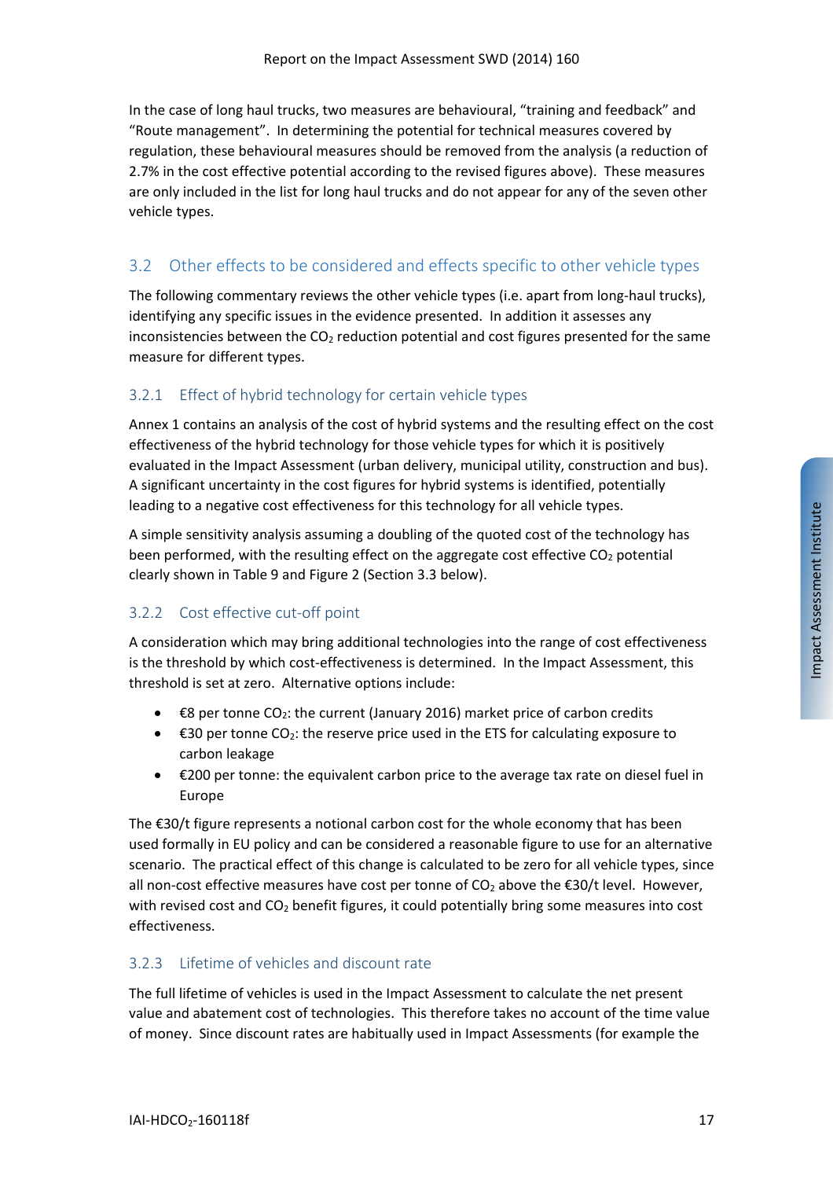In the case of long haul trucks, two measures are behavioural, "training and feedback" and "Route management". In determining the potential for technical measures covered by regulation, these behavioural measures should be removed from the analysis (a reduction of 2.7% in the cost effective potential according to the revised figures above). These measures are only included in the list for long haul trucks and do not appear for any of the seven other vehicle types.

## 3.2 Other effects to be considered and effects specific to other vehicle types

The following commentary reviews the other vehicle types (i.e. apart from long-haul trucks), identifying any specific issues in the evidence presented. In addition it assesses any inconsistencies between the $CO_2$ reduction potential and cost figures presented for the same measure for different types.

### 3.2.1 Effect of hybrid technology for certain vehicle types

Annex 1 contains an analysis of the cost of hybrid systems and the resulting effect on the cost effectiveness of the hybrid technology for those vehicle types for which it is positively evaluated in the Impact Assessment (urban delivery, municipal utility, construction and bus). A significant uncertainty in the cost figures for hybrid systems is identified, potentially leading to a negative cost effectiveness for this technology for all vehicle types.

A simple sensitivity analysis assuming a doubling of the quoted cost of the technology has been performed, with the resulting effect on the aggregate cost effective $CO_2$ potential clearly shown in Table 9 and Figure 2 (Section 3.3 below).

### 3.2.2 Cost effective cut-off point

A consideration which may bring additional technologies into the range of cost effectiveness is the threshold by which cost-effectiveness is determined. In the Impact Assessment, this threshold is set at zero. Alternative options include:

- €8 per tonne $CO_2$: the current (January 2016) market price of carbon credits
- €30 per tonne $CO_2$: the reserve price used in the ETS for calculating exposure to carbon leakage
- €200 per tonne: the equivalent carbon price to the average tax rate on diesel fuel in Europe

The €30/t figure represents a notional carbon cost for the whole economy that has been used formally in EU policy and can be considered a reasonable figure to use for an alternative scenario. The practical effect of this change is calculated to be zero for all vehicle types, since all non-cost effective measures have cost per tonne of $CO_2$ above the €30/t level. However, with revised cost and $CO_2$ benefit figures, it could potentially bring some measures into cost effectiveness.

### 3.2.3 Lifetime of vehicles and discount rate

The full lifetime of vehicles is used in the Impact Assessment to calculate the net present value and abatement cost of technologies. This therefore takes no account of the time value of money. Since discount rates are habitually used in Impact Assessments (for example the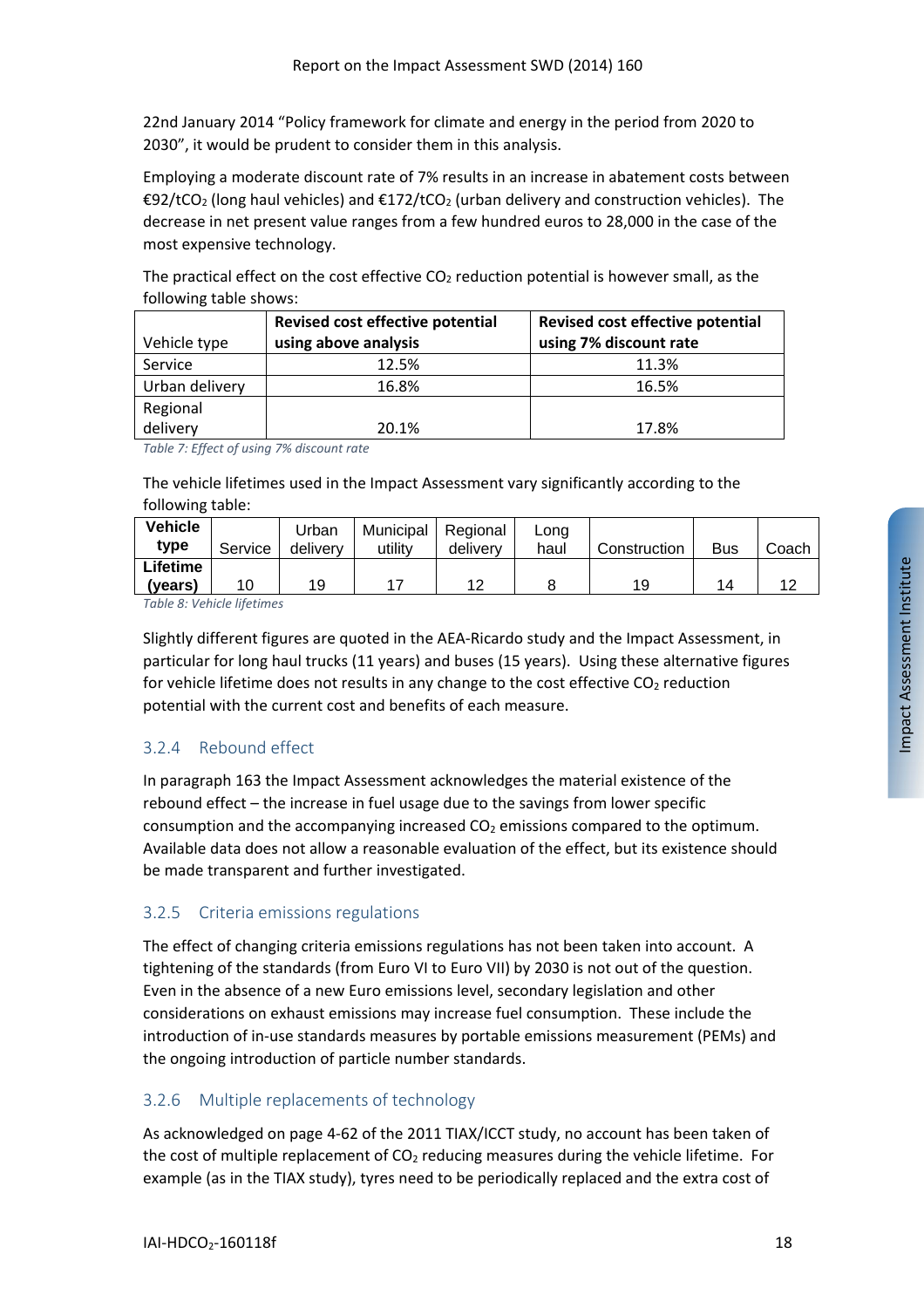22nd January 2014 "Policy framework for climate and energy in the period from 2020 to 2030", it would be prudent to consider them in this analysis.

Employing a moderate discount rate of 7% results in an increase in abatement costs between €92/t$CO_2$ (long haul vehicles) and €172/t$CO_2$ (urban delivery and construction vehicles). The decrease in net present value ranges from a few hundred euros to 28,000 in the case of the most expensive technology.

The practical effect on the cost effective $CO_2$ reduction potential is however small, as the following table shows:

| Vehicle type | **Revised cost effective potential using above analysis** | **Revised cost effective potential using 7% discount rate** |
|---|---|---|
| Service | 12.5% | 11.3% |
| Urban delivery | 16.8% | 16.5% |
| Regional delivery | 20.1% | 17.8% |

*Table 7: Effect of using 7% discount rate*

The vehicle lifetimes used in the Impact Assessment vary significantly according to the following table:

| **Vehicle type** | Service | Urban delivery | Municipal utility | Regional delivery | Long haul | Construction | Bus | Coach |
|---|---|---|---|---|---|---|---|---|
| **Lifetime (years)** | 10 | 19 | 17 | 12 | 8 | 19 | 14 | 12 |

*Table 8: Vehicle lifetimes*

Slightly different figures are quoted in the AEA-Ricardo study and the Impact Assessment, in particular for long haul trucks (11 years) and buses (15 years). Using these alternative figures for vehicle lifetime does not results in any change to the cost effective $CO_2$ reduction potential with the current cost and benefits of each measure.

### 3.2.4 Rebound effect

In paragraph 163 the Impact Assessment acknowledges the material existence of the rebound effect – the increase in fuel usage due to the savings from lower specific consumption and the accompanying increased $CO_2$ emissions compared to the optimum. Available data does not allow a reasonable evaluation of the effect, but its existence should be made transparent and further investigated.

### 3.2.5 Criteria emissions regulations

The effect of changing criteria emissions regulations has not been taken into account. A tightening of the standards (from Euro VI to Euro VII) by 2030 is not out of the question. Even in the absence of a new Euro emissions level, secondary legislation and other considerations on exhaust emissions may increase fuel consumption. These include the introduction of in-use standards measures by portable emissions measurement (PEMs) and the ongoing introduction of particle number standards.

### 3.2.6 Multiple replacements of technology

As acknowledged on page 4-62 of the 2011 TIAX/ICCT study, no account has been taken of the cost of multiple replacement of $CO_2$ reducing measures during the vehicle lifetime. For example (as in the TIAX study), tyres need to be periodically replaced and the extra cost of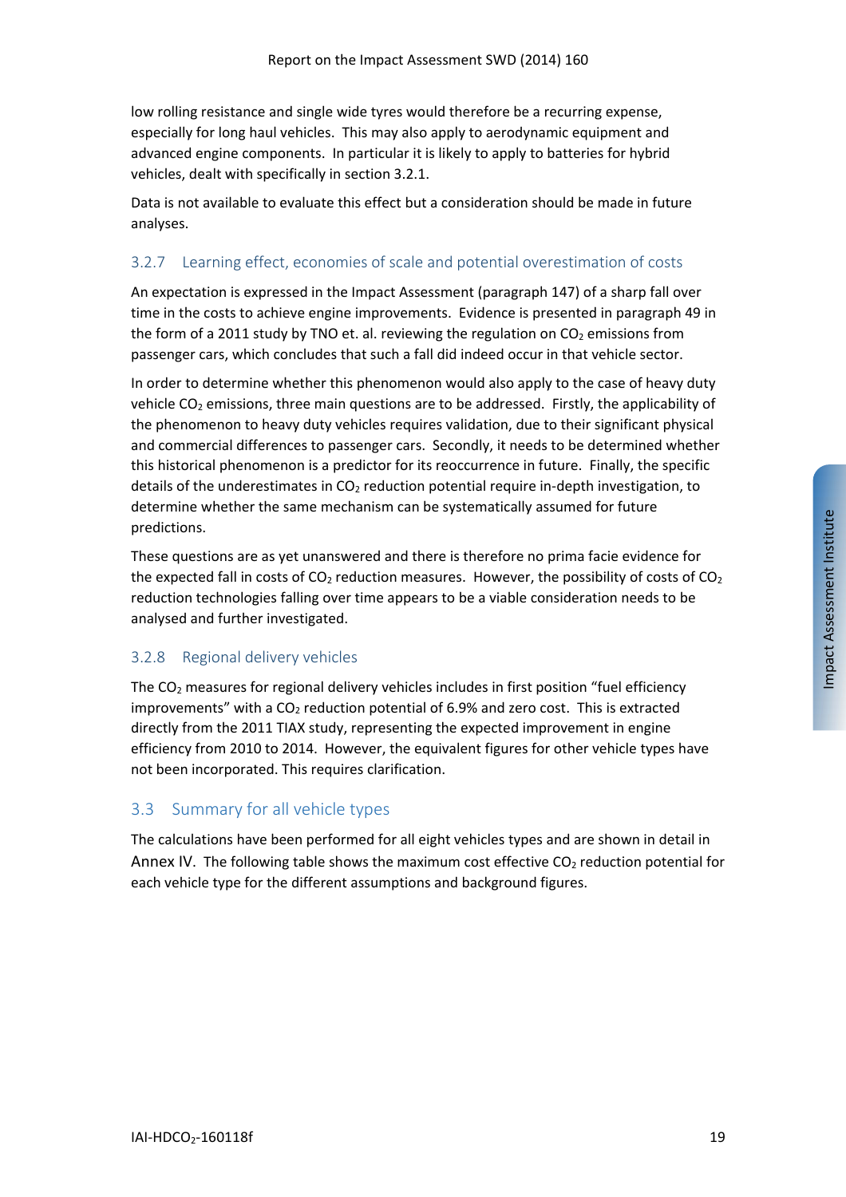low rolling resistance and single wide tyres would therefore be a recurring expense, especially for long haul vehicles. This may also apply to aerodynamic equipment and advanced engine components. In particular it is likely to apply to batteries for hybrid vehicles, dealt with specifically in section 3.2.1.

Data is not available to evaluate this effect but a consideration should be made in future analyses.

### 3.2.7 Learning effect, economies of scale and potential overestimation of costs

An expectation is expressed in the Impact Assessment (paragraph 147) of a sharp fall over time in the costs to achieve engine improvements. Evidence is presented in paragraph 49 in the form of a 2011 study by TNO et. al. reviewing the regulation on $CO_2$ emissions from passenger cars, which concludes that such a fall did indeed occur in that vehicle sector.

In order to determine whether this phenomenon would also apply to the case of heavy duty vehicle $CO_2$ emissions, three main questions are to be addressed. Firstly, the applicability of the phenomenon to heavy duty vehicles requires validation, due to their significant physical and commercial differences to passenger cars. Secondly, it needs to be determined whether this historical phenomenon is a predictor for its reoccurrence in future. Finally, the specific details of the underestimates in $CO_2$ reduction potential require in-depth investigation, to determine whether the same mechanism can be systematically assumed for future predictions.

These questions are as yet unanswered and there is therefore no prima facie evidence for the expected fall in costs of $CO_2$ reduction measures. However, the possibility of costs of $CO_2$ reduction technologies falling over time appears to be a viable consideration needs to be analysed and further investigated.

### 3.2.8 Regional delivery vehicles

The $CO_2$ measures for regional delivery vehicles includes in first position "fuel efficiency improvements" with a $CO_2$ reduction potential of 6.9% and zero cost. This is extracted directly from the 2011 TIAX study, representing the expected improvement in engine efficiency from 2010 to 2014. However, the equivalent figures for other vehicle types have not been incorporated. This requires clarification.

## 3.3 Summary for all vehicle types

The calculations have been performed for all eight vehicles types and are shown in detail in Annex IV. The following table shows the maximum cost effective $CO_2$ reduction potential for each vehicle type for the different assumptions and background figures.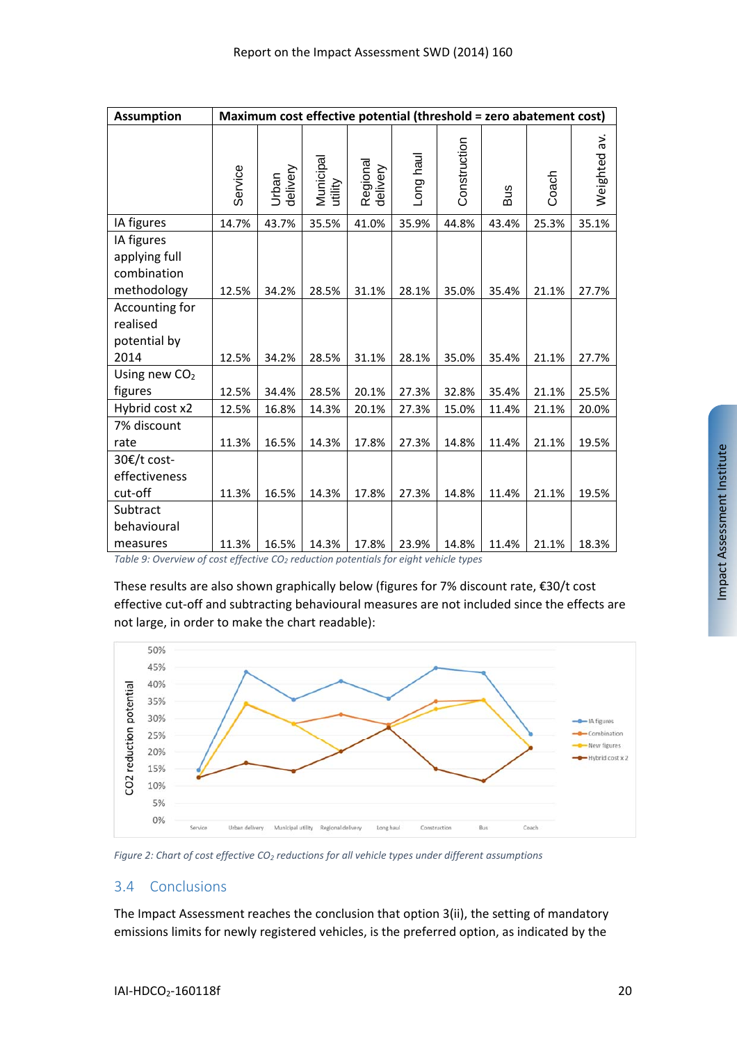| Assumption | Maximum cost effective potential (threshold = zero abatement cost) | | | | | | | | |
|---|---|---|---|---|---|---|---|---|---|
| | Service | Urban delivery | Municipal utility | Regional delivery | Long haul | Construction | Bus | Coach | Weighted av. |
| IA figures | 14.7% | 43.7% | 35.5% | 41.0% | 35.9% | 44.8% | 43.4% | 25.3% | 35.1% |
| IA figures applying full combination methodology | 12.5% | 34.2% | 28.5% | 31.1% | 28.1% | 35.0% | 35.4% | 21.1% | 27.7% |
| Accounting for realised potential by 2014 | 12.5% | 34.2% | 28.5% | 31.1% | 28.1% | 35.0% | 35.4% | 21.1% | 27.7% |
| Using new $CO_2$ figures | 12.5% | 34.4% | 28.5% | 20.1% | 27.3% | 32.8% | 35.4% | 21.1% | 25.5% |
| Hybrid cost x2 | 12.5% | 16.8% | 14.3% | 20.1% | 27.3% | 15.0% | 11.4% | 21.1% | 20.0% |
| 7% discount rate | 11.3% | 16.5% | 14.3% | 17.8% | 27.3% | 14.8% | 11.4% | 21.1% | 19.5% |
| 30€/t cost-effectiveness cut-off | 11.3% | 16.5% | 14.3% | 17.8% | 27.3% | 14.8% | 11.4% | 21.1% | 19.5% |
| Subtract behavioural measures | 11.3% | 16.5% | 14.3% | 17.8% | 23.9% | 14.8% | 11.4% | 21.1% | 18.3% |

*Table 9: Overview of cost effective $CO_2$ reduction potentials for eight vehicle types*

These results are also shown graphically below (figures for 7% discount rate, €30/t cost effective cut-off and subtracting behavioural measures are not included since the effects are not large, in order to make the chart readable):

*Figure 2: Chart of cost effective $CO_2$ reductions for all vehicle types under different assumptions*

## 3.4 Conclusions

The Impact Assessment reaches the conclusion that option 3(ii), the setting of mandatory emissions limits for newly registered vehicles, is the preferred option, as indicated by the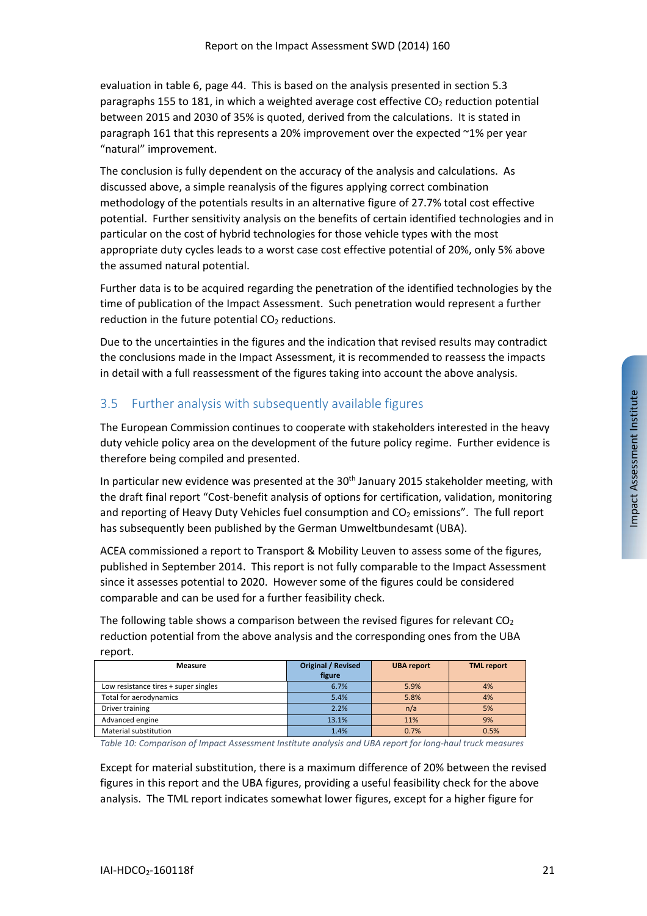evaluation in table 6, page 44. This is based on the analysis presented in section 5.3 paragraphs 155 to 181, in which a weighted average cost effective $CO_2$ reduction potential between 2015 and 2030 of 35% is quoted, derived from the calculations. It is stated in paragraph 161 that this represents a 20% improvement over the expected ~1% per year "natural" improvement.

The conclusion is fully dependent on the accuracy of the analysis and calculations. As discussed above, a simple reanalysis of the figures applying correct combination methodology of the potentials results in an alternative figure of 27.7% total cost effective potential. Further sensitivity analysis on the benefits of certain identified technologies and in particular on the cost of hybrid technologies for those vehicle types with the most appropriate duty cycles leads to a worst case cost effective potential of 20%, only 5% above the assumed natural potential.

Further data is to be acquired regarding the penetration of the identified technologies by the time of publication of the Impact Assessment. Such penetration would represent a further reduction in the future potential $CO_2$ reductions.

Due to the uncertainties in the figures and the indication that revised results may contradict the conclusions made in the Impact Assessment, it is recommended to reassess the impacts in detail with a full reassessment of the figures taking into account the above analysis.

## 3.5 Further analysis with subsequently available figures

The European Commission continues to cooperate with stakeholders interested in the heavy duty vehicle policy area on the development of the future policy regime. Further evidence is therefore being compiled and presented.

In particular new evidence was presented at the 30th January 2015 stakeholder meeting, with the draft final report "Cost-benefit analysis of options for certification, validation, monitoring and reporting of Heavy Duty Vehicles fuel consumption and $CO_2$ emissions". The full report has subsequently been published by the German Umweltbundesamt (UBA).

ACEA commissioned a report to Transport & Mobility Leuven to assess some of the figures, published in September 2014. This report is not fully comparable to the Impact Assessment since it assesses potential to 2020. However some of the figures could be considered comparable and can be used for a further feasibility check.

The following table shows a comparison between the revised figures for relevant $CO_2$ reduction potential from the above analysis and the corresponding ones from the UBA report.

| Measure | Original / Revised figure | UBA report | TML report |
|---|---|---|---|
| Low resistance tires + super singles | 6.7% | 5.9% | 4% |
| Total for aerodynamics | 5.4% | 5.8% | 4% |
| Driver training | 2.2% | n/a | 5% |
| Advanced engine | 13.1% | 11% | 9% |
| Material substitution | 1.4% | 0.7% | 0.5% |

*Table 10: Comparison of Impact Assessment Institute analysis and UBA report for long-haul truck measures*

Except for material substitution, there is a maximum difference of 20% between the revised figures in this report and the UBA figures, providing a useful feasibility check for the above analysis. The TML report indicates somewhat lower figures, except for a higher figure for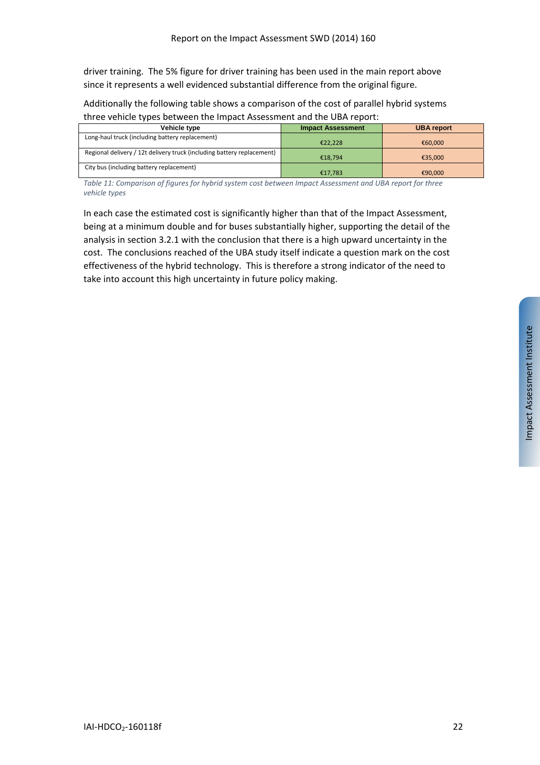driver training. The 5% figure for driver training has been used in the main report above since it represents a well evidenced substantial difference from the original figure.

Additionally the following table shows a comparison of the cost of parallel hybrid systems three vehicle types between the Impact Assessment and the UBA report:

| Vehicle type | Impact Assessment | UBA report |
|---|---|---|
| Long-haul truck (including battery replacement) | €22,228 | €60,000 |
| Regional delivery / 12t delivery truck (including battery replacement) | €18,794 | €35,000 |
| City bus (including battery replacement) | €17,783 | €90,000 |

*Table 11: Comparison of figures for hybrid system cost between Impact Assessment and UBA report for three vehicle types*

In each case the estimated cost is significantly higher than that of the Impact Assessment, being at a minimum double and for buses substantially higher, supporting the detail of the analysis in section 3.2.1 with the conclusion that there is a high upward uncertainty in the cost. The conclusions reached of the UBA study itself indicate a question mark on the cost effectiveness of the hybrid technology. This is therefore a strong indicator of the need to take into account this high uncertainty in future policy making.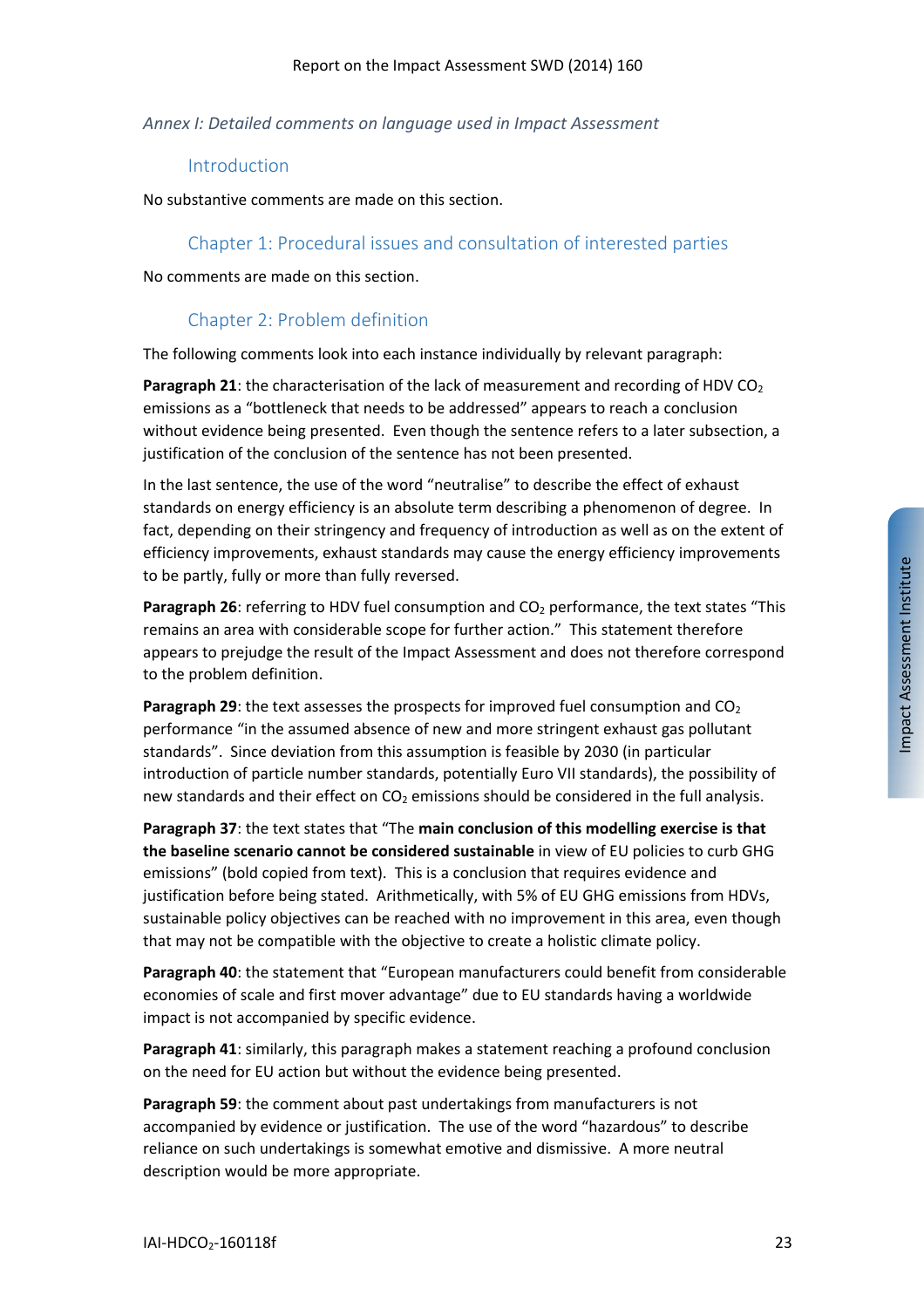*Annex I: Detailed comments on language used in Impact Assessment*

## Introduction

No substantive comments are made on this section.

## Chapter 1: Procedural issues and consultation of interested parties

No comments are made on this section.

## Chapter 2: Problem definition

The following comments look into each instance individually by relevant paragraph:

**Paragraph 21**: the characterisation of the lack of measurement and recording of HDV $CO_2$ emissions as a "bottleneck that needs to be addressed" appears to reach a conclusion without evidence being presented. Even though the sentence refers to a later subsection, a justification of the conclusion of the sentence has not been presented.

In the last sentence, the use of the word "neutralise" to describe the effect of exhaust standards on energy efficiency is an absolute term describing a phenomenon of degree. In fact, depending on their stringency and frequency of introduction as well as on the extent of efficiency improvements, exhaust standards may cause the energy efficiency improvements to be partly, fully or more than fully reversed.

**Paragraph 26**: referring to HDV fuel consumption and $CO_2$ performance, the text states "This remains an area with considerable scope for further action." This statement therefore appears to prejudge the result of the Impact Assessment and does not therefore correspond to the problem definition.

**Paragraph 29**: the text assesses the prospects for improved fuel consumption and $CO_2$ performance "in the assumed absence of new and more stringent exhaust gas pollutant standards". Since deviation from this assumption is feasible by 2030 (in particular introduction of particle number standards, potentially Euro VII standards), the possibility of new standards and their effect on $CO_2$ emissions should be considered in the full analysis.

**Paragraph 37**: the text states that "The **main conclusion of this modelling exercise is that the baseline scenario cannot be considered sustainable** in view of EU policies to curb GHG emissions" (bold copied from text). This is a conclusion that requires evidence and justification before being stated. Arithmetically, with 5% of EU GHG emissions from HDVs, sustainable policy objectives can be reached with no improvement in this area, even though that may not be compatible with the objective to create a holistic climate policy.

**Paragraph 40**: the statement that "European manufacturers could benefit from considerable economies of scale and first mover advantage" due to EU standards having a worldwide impact is not accompanied by specific evidence.

**Paragraph 41**: similarly, this paragraph makes a statement reaching a profound conclusion on the need for EU action but without the evidence being presented.

**Paragraph 59**: the comment about past undertakings from manufacturers is not accompanied by evidence or justification. The use of the word "hazardous" to describe reliance on such undertakings is somewhat emotive and dismissive. A more neutral description would be more appropriate.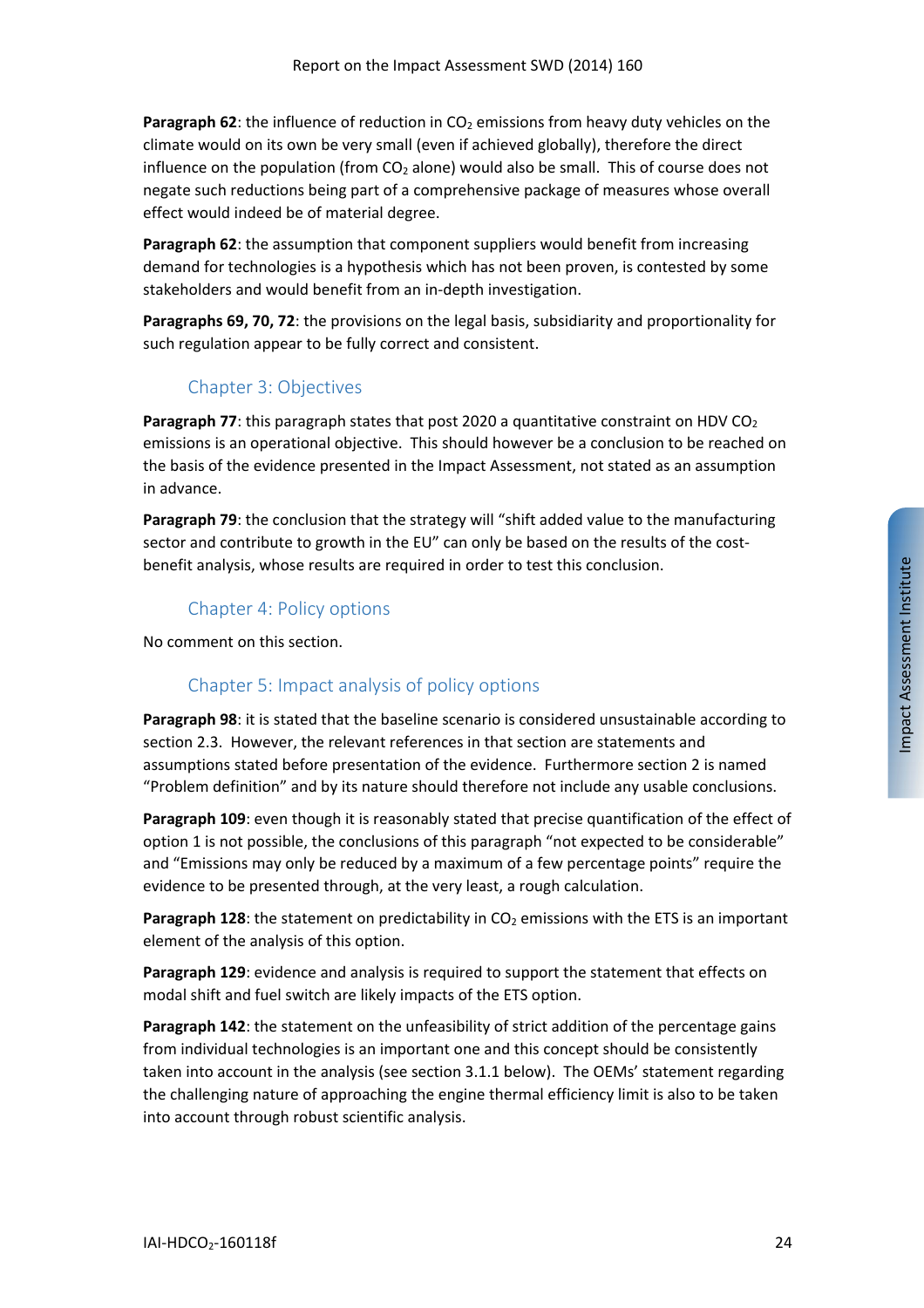**Paragraph 62**: the influence of reduction in $CO_2$ emissions from heavy duty vehicles on the climate would on its own be very small (even if achieved globally), therefore the direct influence on the population (from $CO_2$ alone) would also be small. This of course does not negate such reductions being part of a comprehensive package of measures whose overall effect would indeed be of material degree.

**Paragraph 62**: the assumption that component suppliers would benefit from increasing demand for technologies is a hypothesis which has not been proven, is contested by some stakeholders and would benefit from an in-depth investigation.

**Paragraphs 69, 70, 72**: the provisions on the legal basis, subsidiarity and proportionality for such regulation appear to be fully correct and consistent.

### Chapter 3: Objectives

**Paragraph 77**: this paragraph states that post 2020 a quantitative constraint on HDV $CO_2$ emissions is an operational objective. This should however be a conclusion to be reached on the basis of the evidence presented in the Impact Assessment, not stated as an assumption in advance.

**Paragraph 79**: the conclusion that the strategy will "shift added value to the manufacturing sector and contribute to growth in the EU" can only be based on the results of the cost-benefit analysis, whose results are required in order to test this conclusion.

### Chapter 4: Policy options

No comment on this section.

### Chapter 5: Impact analysis of policy options

**Paragraph 98**: it is stated that the baseline scenario is considered unsustainable according to section 2.3. However, the relevant references in that section are statements and assumptions stated before presentation of the evidence. Furthermore section 2 is named "Problem definition" and by its nature should therefore not include any usable conclusions.

**Paragraph 109**: even though it is reasonably stated that precise quantification of the effect of option 1 is not possible, the conclusions of this paragraph "not expected to be considerable" and "Emissions may only be reduced by a maximum of a few percentage points" require the evidence to be presented through, at the very least, a rough calculation.

**Paragraph 128**: the statement on predictability in $CO_2$ emissions with the ETS is an important element of the analysis of this option.

**Paragraph 129**: evidence and analysis is required to support the statement that effects on modal shift and fuel switch are likely impacts of the ETS option.

**Paragraph 142**: the statement on the unfeasibility of strict addition of the percentage gains from individual technologies is an important one and this concept should be consistently taken into account in the analysis (see section 3.1.1 below). The OEMs' statement regarding the challenging nature of approaching the engine thermal efficiency limit is also to be taken into account through robust scientific analysis.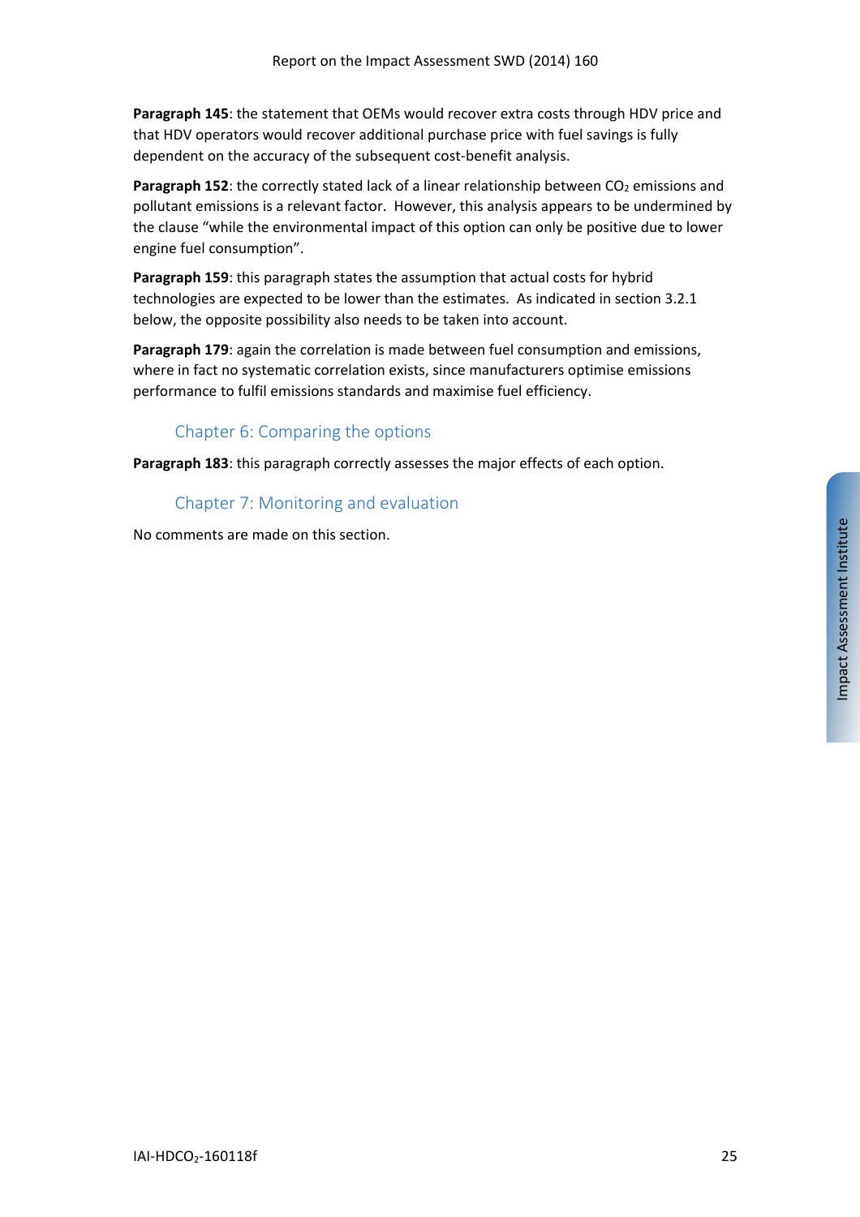**Paragraph 145**: the statement that OEMs would recover extra costs through HDV price and that HDV operators would recover additional purchase price with fuel savings is fully dependent on the accuracy of the subsequent cost-benefit analysis.

**Paragraph 152**: the correctly stated lack of a linear relationship between $CO_2$ emissions and pollutant emissions is a relevant factor. However, this analysis appears to be undermined by the clause "while the environmental impact of this option can only be positive due to lower engine fuel consumption".

**Paragraph 159**: this paragraph states the assumption that actual costs for hybrid technologies are expected to be lower than the estimates. As indicated in section 3.2.1 below, the opposite possibility also needs to be taken into account.

**Paragraph 179**: again the correlation is made between fuel consumption and emissions, where in fact no systematic correlation exists, since manufacturers optimise emissions performance to fulfil emissions standards and maximise fuel efficiency.

### Chapter 6: Comparing the options

**Paragraph 183**: this paragraph correctly assesses the major effects of each option.

### Chapter 7: Monitoring and evaluation

No comments are made on this section.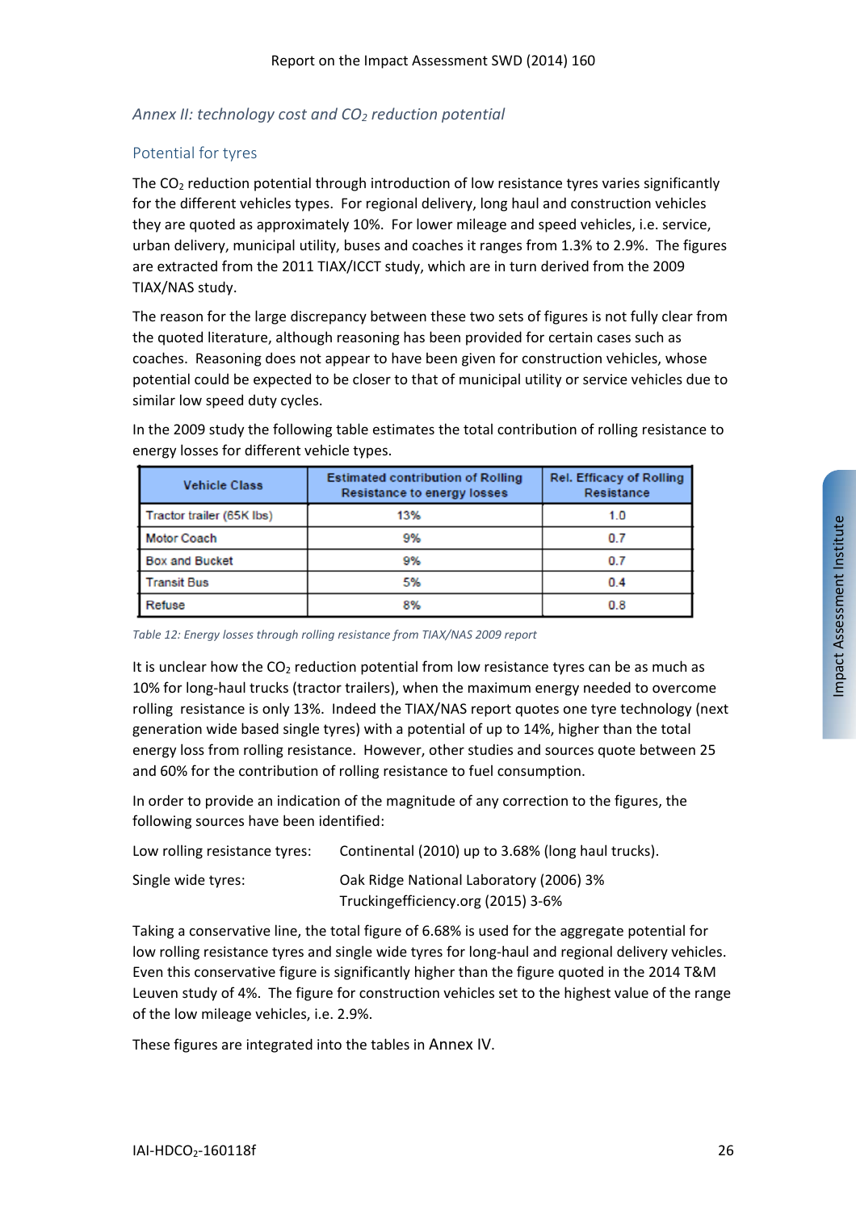### *Annex II: technology cost and $CO_2$ reduction potential*

#### Potential for tyres

The $CO_2$ reduction potential through introduction of low resistance tyres varies significantly for the different vehicles types. For regional delivery, long haul and construction vehicles they are quoted as approximately 10%. For lower mileage and speed vehicles, i.e. service, urban delivery, municipal utility, buses and coaches it ranges from 1.3% to 2.9%. The figures are extracted from the 2011 TIAX/ICCT study, which are in turn derived from the 2009 TIAX/NAS study.

The reason for the large discrepancy between these two sets of figures is not fully clear from the quoted literature, although reasoning has been provided for certain cases such as coaches. Reasoning does not appear to have been given for construction vehicles, whose potential could be expected to be closer to that of municipal utility or service vehicles due to similar low speed duty cycles.

In the 2009 study the following table estimates the total contribution of rolling resistance to energy losses for different vehicle types.

| Vehicle Class | Estimated contribution of Rolling Resistance to energy losses | Rel. Efficacy of Rolling Resistance |
|---|---|---|
| Tractor trailer (65K lbs) | 13% | 1.0 |
| Motor Coach | 9% | 0.7 |
| Box and Bucket | 9% | 0.7 |
| Transit Bus | 5% | 0.4 |
| Refuse | 8% | 0.8 |

*Table 12: Energy losses through rolling resistance from TIAX/NAS 2009 report*

It is unclear how the $CO_2$ reduction potential from low resistance tyres can be as much as 10% for long-haul trucks (tractor trailers), when the maximum energy needed to overcome rolling resistance is only 13%. Indeed the TIAX/NAS report quotes one tyre technology (next generation wide based single tyres) with a potential of up to 14%, higher than the total energy loss from rolling resistance. However, other studies and sources quote between 25 and 60% for the contribution of rolling resistance to fuel consumption.

In order to provide an indication of the magnitude of any correction to the figures, the following sources have been identified:

| | |
|---|---|
| Low rolling resistance tyres: | Continental (2010) up to 3.68% (long haul trucks). |
| Single wide tyres: | Oak Ridge National Laboratory (2006) 3%<br>Truckingefficiency.org (2015) 3-6% |

Taking a conservative line, the total figure of 6.68% is used for the aggregate potential for low rolling resistance tyres and single wide tyres for long-haul and regional delivery vehicles. Even this conservative figure is significantly higher than the figure quoted in the 2014 T&M Leuven study of 4%. The figure for construction vehicles set to the highest value of the range of the low mileage vehicles, i.e. 2.9%.

These figures are integrated into the tables in Annex IV.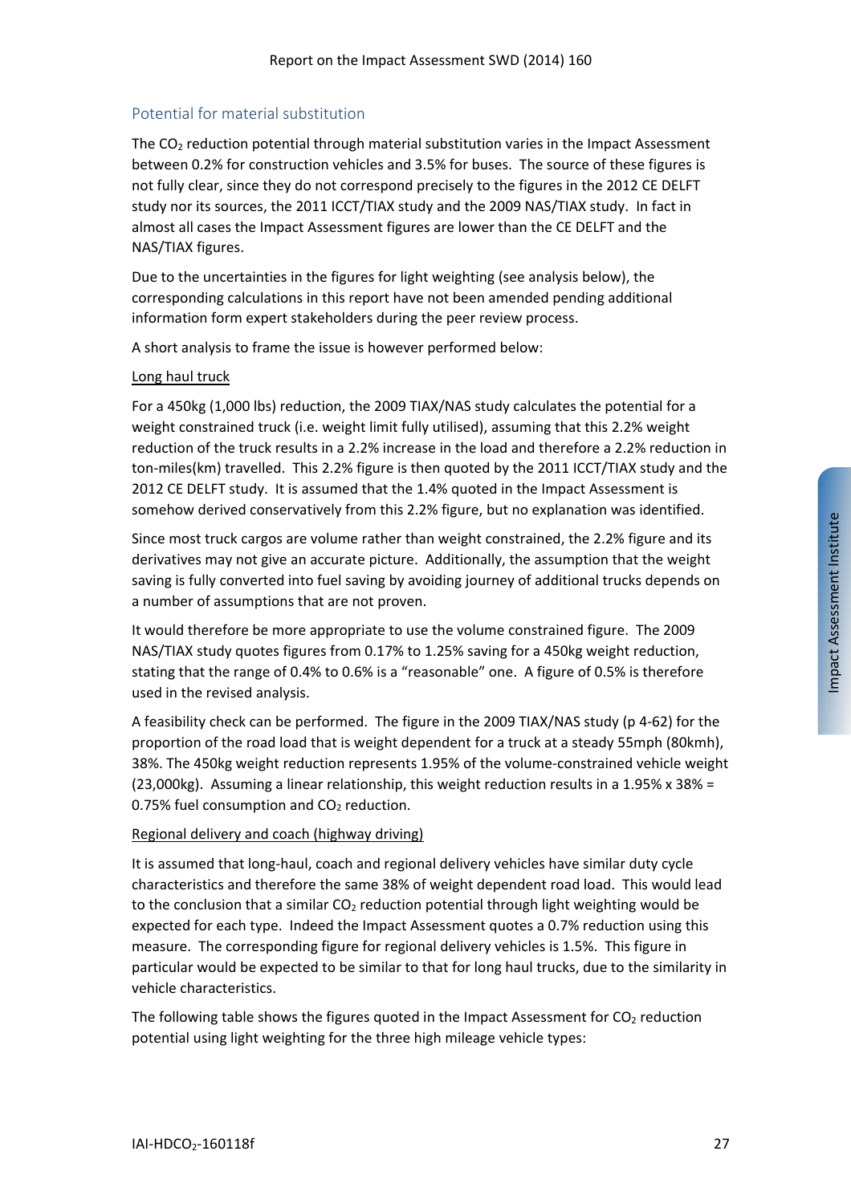## Potential for material substitution

The $CO_2$ reduction potential through material substitution varies in the Impact Assessment between 0.2% for construction vehicles and 3.5% for buses. The source of these figures is not fully clear, since they do not correspond precisely to the figures in the 2012 CE DELFT study nor its sources, the 2011 ICCT/TIAX study and the 2009 NAS/TIAX study. In fact in almost all cases the Impact Assessment figures are lower than the CE DELFT and the NAS/TIAX figures.

Due to the uncertainties in the figures for light weighting (see analysis below), the corresponding calculations in this report have not been amended pending additional information form expert stakeholders during the peer review process.

A short analysis to frame the issue is however performed below:

<u>Long haul truck</u>

For a 450kg (1,000 lbs) reduction, the 2009 TIAX/NAS study calculates the potential for a weight constrained truck (i.e. weight limit fully utilised), assuming that this 2.2% weight reduction of the truck results in a 2.2% increase in the load and therefore a 2.2% reduction in ton-miles(km) travelled. This 2.2% figure is then quoted by the 2011 ICCT/TIAX study and the 2012 CE DELFT study. It is assumed that the 1.4% quoted in the Impact Assessment is somehow derived conservatively from this 2.2% figure, but no explanation was identified.

Since most truck cargos are volume rather than weight constrained, the 2.2% figure and its derivatives may not give an accurate picture. Additionally, the assumption that the weight saving is fully converted into fuel saving by avoiding journey of additional trucks depends on a number of assumptions that are not proven.

It would therefore be more appropriate to use the volume constrained figure. The 2009 NAS/TIAX study quotes figures from 0.17% to 1.25% saving for a 450kg weight reduction, stating that the range of 0.4% to 0.6% is a "reasonable" one. A figure of 0.5% is therefore used in the revised analysis.

A feasibility check can be performed. The figure in the 2009 TIAX/NAS study (p 4-62) for the proportion of the road load that is weight dependent for a truck at a steady 55mph (80kmh), 38%. The 450kg weight reduction represents 1.95% of the volume-constrained vehicle weight (23,000kg). Assuming a linear relationship, this weight reduction results in a 1.95% x 38% = 0.75% fuel consumption and $CO_2$ reduction.

<u>Regional delivery and coach (highway driving)</u>

It is assumed that long-haul, coach and regional delivery vehicles have similar duty cycle characteristics and therefore the same 38% of weight dependent road load. This would lead to the conclusion that a similar $CO_2$ reduction potential through light weighting would be expected for each type. Indeed the Impact Assessment quotes a 0.7% reduction using this measure. The corresponding figure for regional delivery vehicles is 1.5%. This figure in particular would be expected to be similar to that for long haul trucks, due to the similarity in vehicle characteristics.

The following table shows the figures quoted in the Impact Assessment for $CO_2$ reduction potential using light weighting for the three high mileage vehicle types: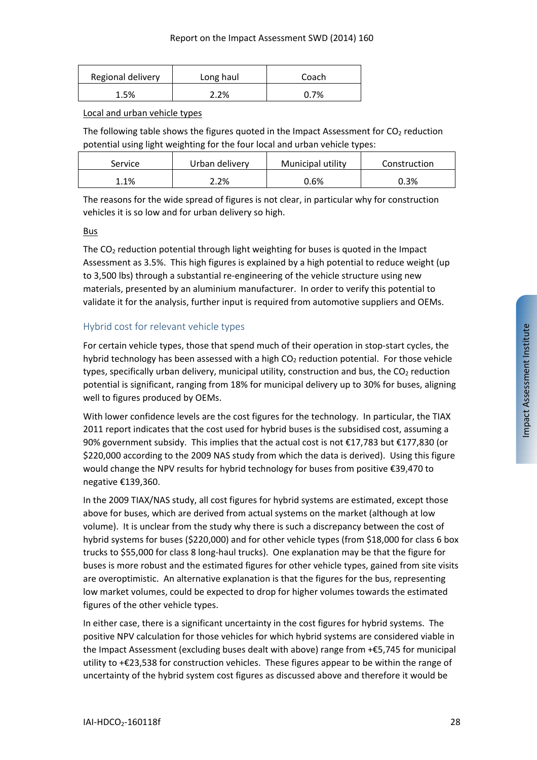| Regional delivery | Long haul | Coach |
|---|---|---|
| 1.5% | 2.2% | 0.7% |

Local and urban vehicle types

The following table shows the figures quoted in the Impact Assessment for $CO_2$ reduction potential using light weighting for the four local and urban vehicle types:

| Service | Urban delivery | Municipal utility | Construction |
|---|---|---|---|
| 1.1% | 2.2% | 0.6% | 0.3% |

The reasons for the wide spread of figures is not clear, in particular why for construction vehicles it is so low and for urban delivery so high.

Bus

The $CO_2$ reduction potential through light weighting for buses is quoted in the Impact Assessment as 3.5%. This high figures is explained by a high potential to reduce weight (up to 3,500 lbs) through a substantial re-engineering of the vehicle structure using new materials, presented by an aluminium manufacturer. In order to verify this potential to validate it for the analysis, further input is required from automotive suppliers and OEMs.

### Hybrid cost for relevant vehicle types

For certain vehicle types, those that spend much of their operation in stop-start cycles, the hybrid technology has been assessed with a high $CO_2$ reduction potential. For those vehicle types, specifically urban delivery, municipal utility, construction and bus, the $CO_2$ reduction potential is significant, ranging from 18% for municipal delivery up to 30% for buses, aligning well to figures produced by OEMs.

With lower confidence levels are the cost figures for the technology. In particular, the TIAX 2011 report indicates that the cost used for hybrid buses is the subsidised cost, assuming a 90% government subsidy. This implies that the actual cost is not €17,783 but €177,830 (or $220,000 according to the 2009 NAS study from which the data is derived). Using this figure would change the NPV results for hybrid technology for buses from positive €39,470 to negative €139,360.

In the 2009 TIAX/NAS study, all cost figures for hybrid systems are estimated, except those above for buses, which are derived from actual systems on the market (although at low volume). It is unclear from the study why there is such a discrepancy between the cost of hybrid systems for buses ($220,000) and for other vehicle types (from $18,000 for class 6 box trucks to $55,000 for class 8 long-haul trucks). One explanation may be that the figure for buses is more robust and the estimated figures for other vehicle types, gained from site visits are overoptimistic. An alternative explanation is that the figures for the bus, representing low market volumes, could be expected to drop for higher volumes towards the estimated figures of the other vehicle types.

In either case, there is a significant uncertainty in the cost figures for hybrid systems. The positive NPV calculation for those vehicles for which hybrid systems are considered viable in the Impact Assessment (excluding buses dealt with above) range from +€5,745 for municipal utility to +€23,538 for construction vehicles. These figures appear to be within the range of uncertainty of the hybrid system cost figures as discussed above and therefore it would be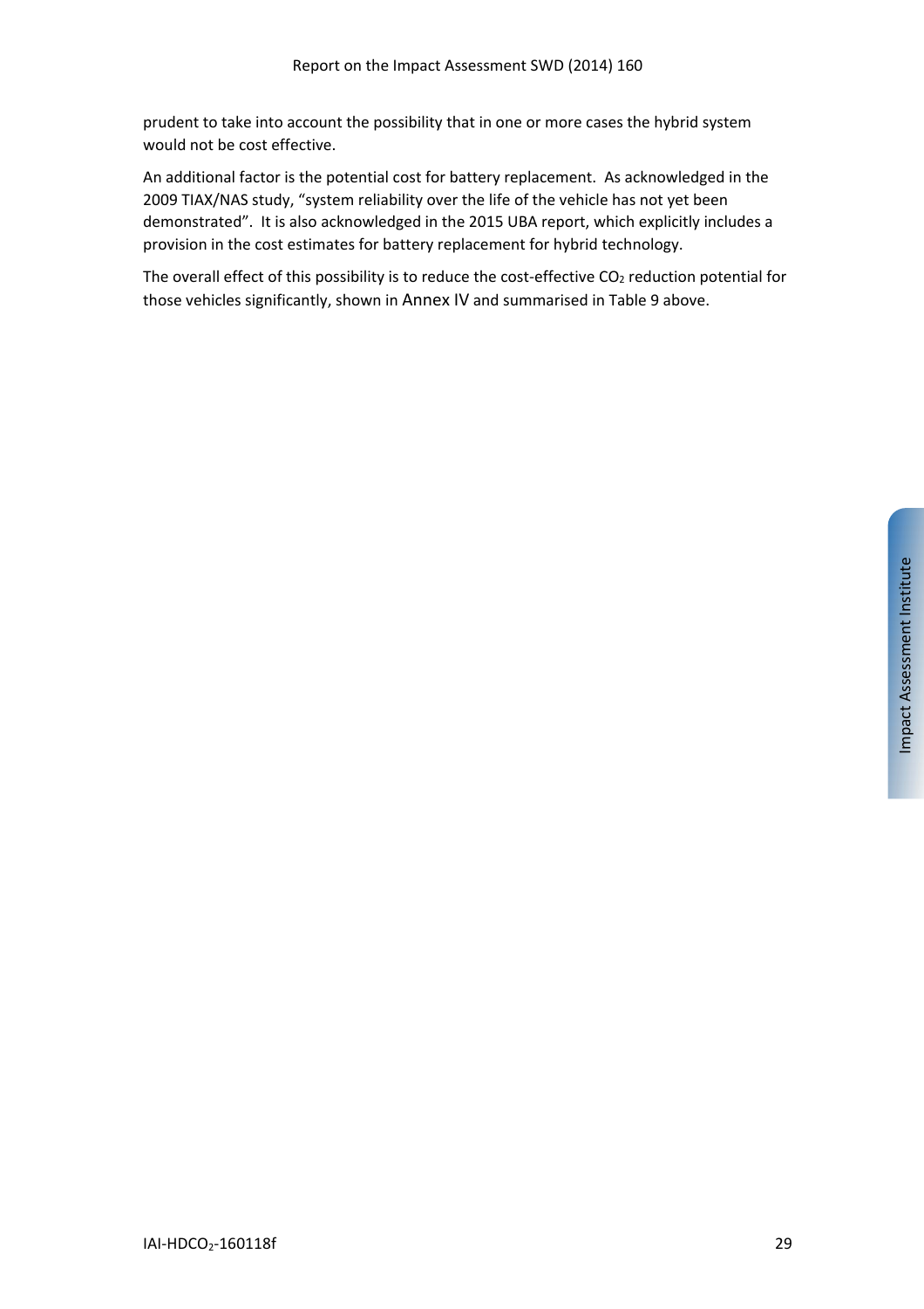prudent to take into account the possibility that in one or more cases the hybrid system would not be cost effective.

An additional factor is the potential cost for battery replacement. As acknowledged in the 2009 TIAX/NAS study, "system reliability over the life of the vehicle has not yet been demonstrated". It is also acknowledged in the 2015 UBA report, which explicitly includes a provision in the cost estimates for battery replacement for hybrid technology.

The overall effect of this possibility is to reduce the cost-effective $CO_2$ reduction potential for those vehicles significantly, shown in Annex IV and summarised in Table 9 above.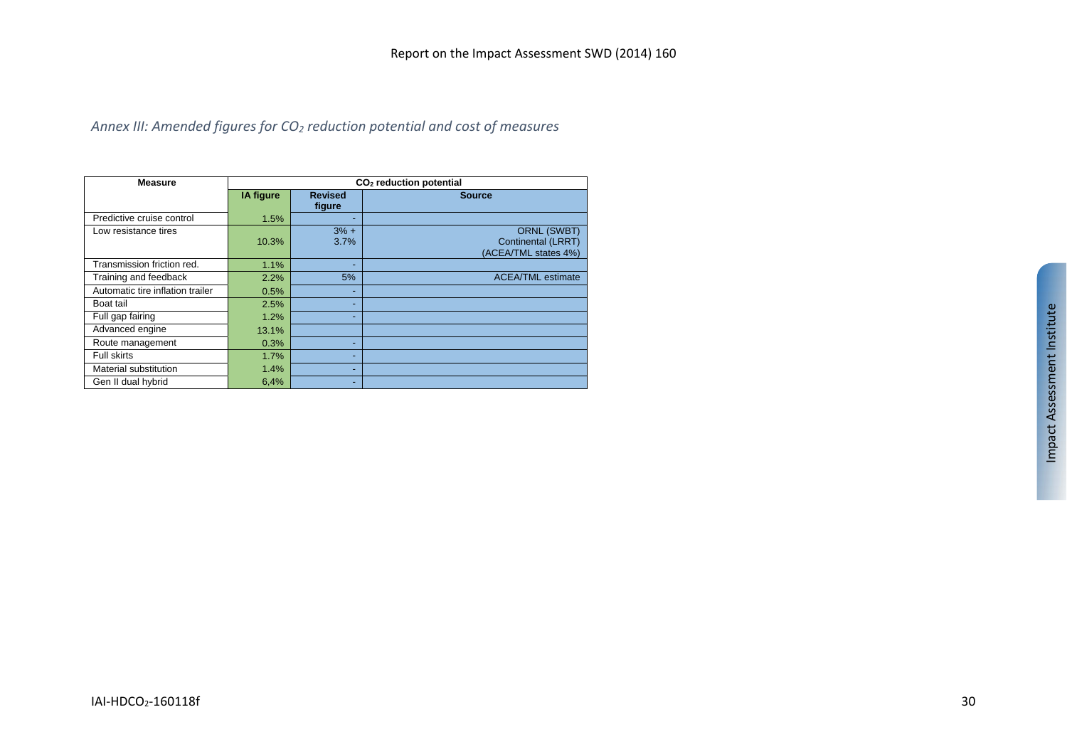*Annex III: Amended figures for $CO_2$ reduction potential and cost of measures*

| Measure | $CO_2$ reduction potential | | |
|---|---|---|---|
| | IA figure | Revised figure | Source |
| Predictive cruise control | 1.5% | - | |
| Low resistance tires | 10.3% | 3% + 3.7% | ORNL (SWBT) Continental (LRRT) (ACEA/TML states 4%) |
| Transmission friction red. | 1.1% | - | |
| Training and feedback | 2.2% | 5% | ACEA/TML estimate |
| Automatic tire inflation trailer | 0.5% | - | |
| Boat tail | 2.5% | - | |
| Full gap fairing | 1.2% | - | |
| Advanced engine | 13.1% | | |
| Route management | 0.3% | - | |
| Full skirts | 1.7% | - | |
| Material substitution | 1.4% | - | |
| Gen II dual hybrid | 6,4% | - | |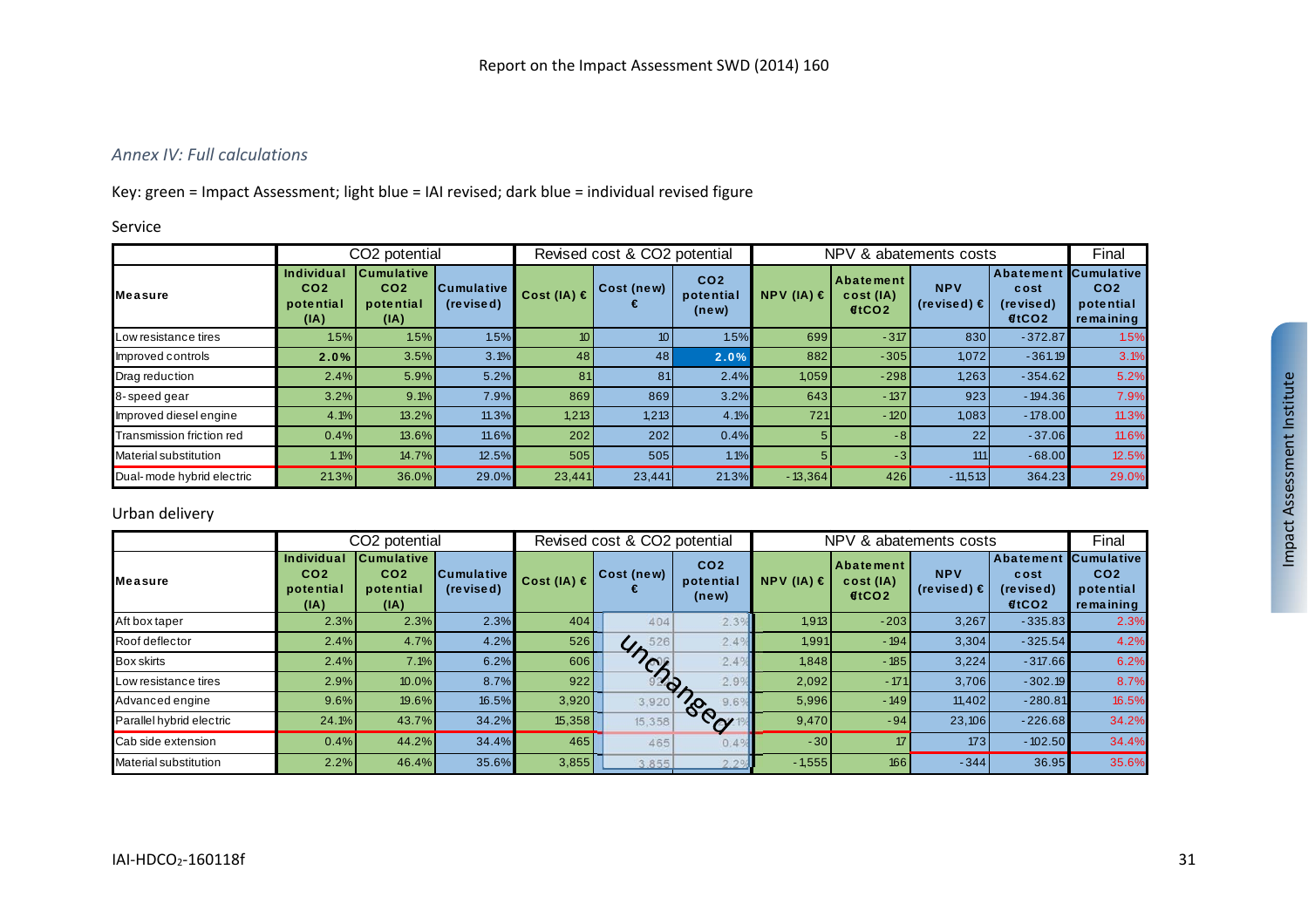*Annex IV: Full calculations*

Key: green = Impact Assessment; light blue = IAI revised; dark blue = individual revised figure

Service

| | CO2 potential | | | Revised cost & CO2 potential | | | NPV & abatements costs | | | | Final |
|---|---|---|---|---|---|---|---|---|---|---|---|
| **Measure** | **Individual CO2 potential (IA)** | **Cumulative CO2 potential (IA)** | **Cumulative (revised)** | **Cost (IA) €** | **Cost (new) €** | **CO2 potential (new)** | **NPV (IA) €** | **Abatement cost (IA) €/tCO2** | **NPV (revised) €** | **Abatement cost (revised) €/tCO2** | **Cumulative CO2 potential remaining** |
| Low resistance tires | 1.5% | 1.5% | 1.5% | 10 | 10 | 1.5% | 699 | -317 | 830 | -372.87 | 1.5% |
| Improved controls | **2.0%** | 3.5% | 3.1% | 48 | 48 | **2.0%** | 882 | -305 | 1,072 | -361.19 | 3.1% |
| Drag reduction | 2.4% | 5.9% | 5.2% | 81 | 81 | 2.4% | 1,059 | -298 | 1,263 | -354.62 | 5.2% |
| 8-speed gear | 3.2% | 9.1% | 7.9% | 869 | 869 | 3.2% | 643 | -137 | 923 | -194.36 | 7.9% |
| Improved diesel engine | 4.1% | 13.2% | 11.3% | 1,213 | 1,213 | 4.1% | 721 | -120 | 1,083 | -178.00 | 11.3% |
| Transmission friction red | 0.4% | 13.6% | 11.6% | 202 | 202 | 0.4% | 5 | -8 | 22 | -37.06 | 11.6% |
| Material substitution | 1.1% | 14.7% | 12.5% | 505 | 505 | 1.1% | 5 | -3 | 111 | -68.00 | 12.5% |
| Dual-mode hybrid electric | 21.3% | 36.0% | 29.0% | 23,441 | 23,441 | 21.3% | -13,364 | 426 | -11,513 | 364.23 | 29.0% |

Urban delivery

| | CO2 potential | | | Revised cost & CO2 potential | | | NPV & abatements costs | | | | Final |
|---|---|---|---|---|---|---|---|---|---|---|---|
| **Measure** | **Individual CO2 potential (IA)** | **Cumulative CO2 potential (IA)** | **Cumulative (revised)** | **Cost (IA) €** | **Cost (new) €** | **CO2 potential (new)** | **NPV (IA) €** | **Abatement cost (IA) €/tCO2** | **NPV (revised) €** | **Abatement cost (revised) €/tCO2** | **Cumulative CO2 potential remaining** |
| Aft box taper | 2.3% | 2.3% | 2.3% | 404 | 404 | 2.3% | 1,913 | -203 | 3,267 | -335.83 | 2.3% |
| Roof deflector | 2.4% | 4.7% | 4.2% | 526 | 526 | 2.4% | 1,991 | -194 | 3,304 | -325.54 | 4.2% |
| Box skirts | 2.4% | 7.1% | 6.2% | 606 | 606 | 2.4% | 1,848 | -185 | 3,224 | -317.66 | 6.2% |
| Low resistance tires | 2.9% | 10.0% | 8.7% | 922 | 922 | 2.9% | 2,092 | -171 | 3,706 | -302.19 | 8.7% |
| Advanced engine | 9.6% | 19.6% | 16.5% | 3,920 | 3,920 | 9.6% | 5,996 | -149 | 11,402 | -280.81 | 16.5% |
| Parallel hybrid electric | 24.1% | 43.7% | 34.2% | 15,358 | 15,358 | 24.1% | 9,470 | -94 | 23,106 | -226.68 | 34.2% |
| Cab side extension | 0.4% | 44.2% | 34.4% | 465 | 465 | 0.4% | -30 | 17 | 173 | -102.50 | 34.4% |
| Material substitution | 2.2% | 46.4% | 35.6% | 3,855 | 3,855 | 2.2% | -1,555 | 166 | -344 | 36.95 | 35.6% |

Unchanged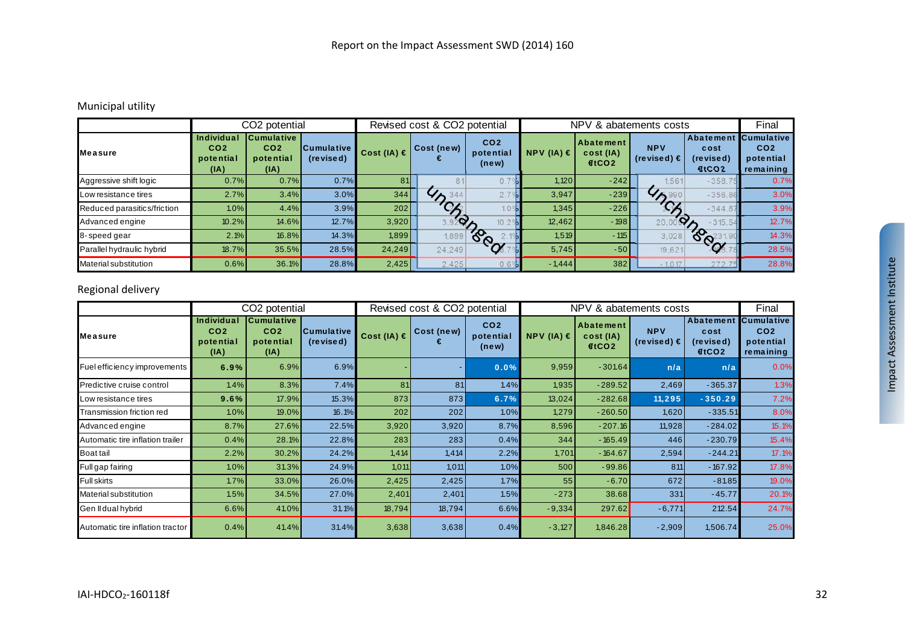Municipal utility

| Measure | CO2 potential | | | Revised cost & CO2 potential | | | NPV & abatements costs | | | | Final |
|---|---|---|---|---|---|---|---|---|---|---|---|
| | Individual CO2 potential (IA) | Cumulative CO2 potential (IA) | Cumulative (revised) | Cost (IA) € | Cost (new) € | CO2 potential (new) | NPV (IA) € | Abatement cost (IA) €/tCO2 | NPV (revised) € | Abatement cost (revised) €/tCO2 | Cumulative CO2 potential remaining |
| Aggressive shift logic | 0.7% | 0.7% | 0.7% | 81 | 81 | 0.7% | 1,120 | -242 | 1,561 | -358.75 | 0.7% |
| Low resistance tires | 2.7% | 3.4% | 3.0% | 344 | 344 | 2.7% | 3,947 | -239 | 990 | -356.86 | 3.0% |
| Reduced parasitics/friction | 1.0% | 4.4% | 3.9% | 202 | | 1.0% | 1,345 | -226 | | -344.87 | 3.9% |
| Advanced engine | 10.2% | 14.6% | 12.7% | 3,920 | 3,920 | 10.2% | 12,462 | -198 | 20,000 | -315.54 | 12.7% |
| 8-speed gear | 2.1% | 16.8% | 14.3% | 1,899 | 1,899 | 2.1% | 1,519 | -115 | 3,028 | -231.90 | 14.3% |
| Parallel hydraulic hybrid | 18.7% | 35.5% | 28.5% | 24,249 | 24,249 | 18.7% | 5,745 | -50 | 19,621 | -8.78 | 28.5% |
| Material substitution | 0.6% | 36.1% | 28.8% | 2,425 | 2,425 | 0.6% | -1,444 | 382 | -1,017 | 272.75 | 28.8% |

(Revised cost & CO2 potential: unchanged; NPV (revised) and Abatement cost (revised): unchanged)

Regional delivery

| Measure | CO2 potential | | | Revised cost & CO2 potential | | | NPV & abatements costs | | | | Final |
|---|---|---|---|---|---|---|---|---|---|---|---|
| | Individual CO2 potential (IA) | Cumulative CO2 potential (IA) | Cumulative (revised) | Cost (IA) € | Cost (new) € | CO2 potential (new) | NPV (IA) € | Abatement cost (IA) €/tCO2 | NPV (revised) € | Abatement cost (revised) €/tCO2 | Cumulative CO2 potential remaining |
| Fuel efficiency improvements | **6.9%** | 6.9% | 6.9% | - | - | **0.0%** | 9,959 | -301.64 | **n/a** | **n/a** | 0.0% |
| Predictive cruise control | 1.4% | 8.3% | 7.4% | 81 | 81 | 1.4% | 1,935 | -289.52 | 2,469 | -365.37 | 1.3% |
| Low resistance tires | **9.6%** | 17.9% | 15.3% | 873 | 873 | **6.7%** | 13,024 | -282.68 | **11,295** | **-350.29** | 7.2% |
| Transmission friction red | 1.0% | 19.0% | 16.1% | 202 | 202 | 1.0% | 1,279 | -260.50 | 1,620 | -335.51 | 8.0% |
| Advanced engine | 8.7% | 27.6% | 22.5% | 3,920 | 3,920 | 8.7% | 8,596 | -207.16 | 11,928 | -284.02 | 15.1% |
| Automatic tire inflation trailer | 0.4% | 28.1% | 22.8% | 283 | 283 | 0.4% | 344 | -165.49 | 446 | -230.79 | 15.4% |
| Boat tail | 2.2% | 30.2% | 24.2% | 1,414 | 1,414 | 2.2% | 1,701 | -164.67 | 2,594 | -244.21 | 17.1% |
| Full gap fairing | 1.0% | 31.3% | 24.9% | 1,011 | 1,011 | 1.0% | 500 | -99.86 | 811 | -167.92 | 17.8% |
| Full skirts | 1.7% | 33.0% | 26.0% | 2,425 | 2,425 | 1.7% | 55 | -6.70 | 672 | -81.85 | 19.0% |
| Material substitution | 1.5% | 34.5% | 27.0% | 2,401 | 2,401 | 1.5% | -273 | 38.68 | 331 | -45.77 | 20.1% |
| Gen II dual hybrid | 6.6% | 41.0% | 31.1% | 18,794 | 18,794 | 6.6% | -9,334 | 297.62 | -6,771 | 212.54 | 24.7% |
| Automatic tire inflation tractor | 0.4% | 41.4% | 31.4% | 3,638 | 3,638 | 0.4% | -3,127 | 1,846.28 | -2,909 | 1,506.74 | 25.0% |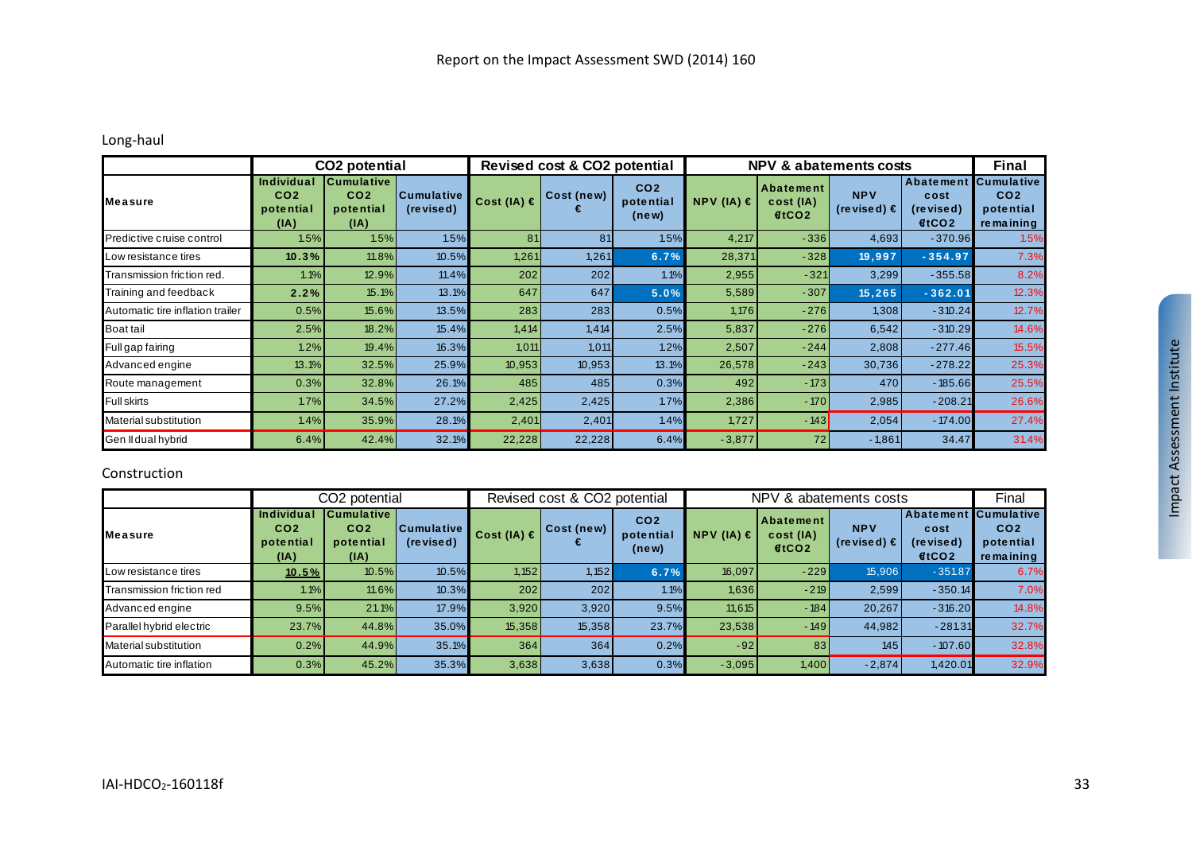Long-haul

| Measure | CO2 potential | | | Revised cost & CO2 potential | | | NPV & abatements costs | | | | Final |
|---|---|---|---|---|---|---|---|---|---|---|---|
| | Individual $CO_2$ potential (IA) | Cumulative $CO_2$ potential (IA) | Cumulative (revised) | Cost (IA) € | Cost (new) € | $CO_2$ potential (new) | NPV (IA) € | Abatement cost (IA) €/t$CO_2$ | NPV (revised) € | Abatement cost (revised) €/t$CO_2$ | Cumulative $CO_2$ potential remaining |
| Predictive cruise control | 1.5% | 1.5% | 1.5% | 81 | 81 | 1.5% | 4,217 | -336 | 4,693 | -370.96 | 1.5% |
| Low resistance tires | **10.3%** | 11.8% | 10.5% | 1,261 | 1,261 | **6.7%** | 28,371 | -328 | **19,997** | **-354.97** | 7.3% |
| Transmission friction red. | 1.1% | 12.9% | 11.4% | 202 | 202 | 1.1% | 2,955 | -321 | 3,299 | -355.58 | 8.2% |
| Training and feedback | **2.2%** | 15.1% | 13.1% | 647 | 647 | **5.0%** | 5,589 | -307 | **15,265** | **-362.01** | 12.3% |
| Automatic tire inflation trailer | 0.5% | 15.6% | 13.5% | 283 | 283 | 0.5% | 1,176 | -276 | 1,308 | -310.24 | 12.7% |
| Boat tail | 2.5% | 18.2% | 15.4% | 1,414 | 1,414 | 2.5% | 5,837 | -276 | 6,542 | -310.29 | 14.6% |
| Full gap fairing | 1.2% | 19.4% | 16.3% | 1,011 | 1,011 | 1.2% | 2,507 | -244 | 2,808 | -277.46 | 15.5% |
| Advanced engine | 13.1% | 32.5% | 25.9% | 10,953 | 10,953 | 13.1% | 26,578 | -243 | 30,736 | -278.22 | 25.3% |
| Route management | 0.3% | 32.8% | 26.1% | 485 | 485 | 0.3% | 492 | -173 | 470 | -185.66 | 25.5% |
| Full skirts | 1.7% | 34.5% | 27.2% | 2,425 | 2,425 | 1.7% | 2,386 | -170 | 2,985 | -208.21 | 26.6% |
| Material substitution | 1.4% | 35.9% | 28.1% | 2,401 | 2,401 | 1.4% | 1,727 | -143 | 2,054 | -174.00 | 27.4% |
| Gen II dual hybrid | 6.4% | 42.4% | 32.1% | 22,228 | 22,228 | 6.4% | -3,877 | 72 | -1,861 | 34.47 | 31.4% |

Construction

| Measure | CO2 potential | | | Revised cost & CO2 potential | | | NPV & abatements costs | | | | Final |
|---|---|---|---|---|---|---|---|---|---|---|---|
| | Individual $CO_2$ potential (IA) | Cumulative $CO_2$ potential (IA) | Cumulative (revised) | Cost (IA) € | Cost (new) € | $CO_2$ potential (new) | NPV (IA) € | Abatement cost (IA) €/t$CO_2$ | NPV (revised) € | Abatement cost (revised) €/t$CO_2$ | Cumulative $CO_2$ potential remaining |
| Low resistance tires | **10.5%** | 10.5% | 10.5% | 1,152 | 1,152 | **6.7%** | 16,097 | -229 | 15,906 | -351.87 | 6.7% |
| Transmission friction red | 1.1% | 11.6% | 10.3% | 202 | 202 | 1.1% | 1,636 | -219 | 2,599 | -350.14 | 7.0% |
| Advanced engine | 9.5% | 21.1% | 17.9% | 3,920 | 3,920 | 9.5% | 11,615 | -184 | 20,267 | -316.20 | 14.8% |
| Parallel hybrid electric | 23.7% | 44.8% | 35.0% | 15,358 | 15,358 | 23.7% | 23,538 | -149 | 44,982 | -281.31 | 32.7% |
| Material substitution | 0.2% | 44.9% | 35.1% | 364 | 364 | 0.2% | -92 | 83 | 145 | -107.60 | 32.8% |
| Automatic tire inflation | 0.3% | 45.2% | 35.3% | 3,638 | 3,638 | 0.3% | -3,095 | 1,400 | -2,874 | 1,420.01 | 32.9% |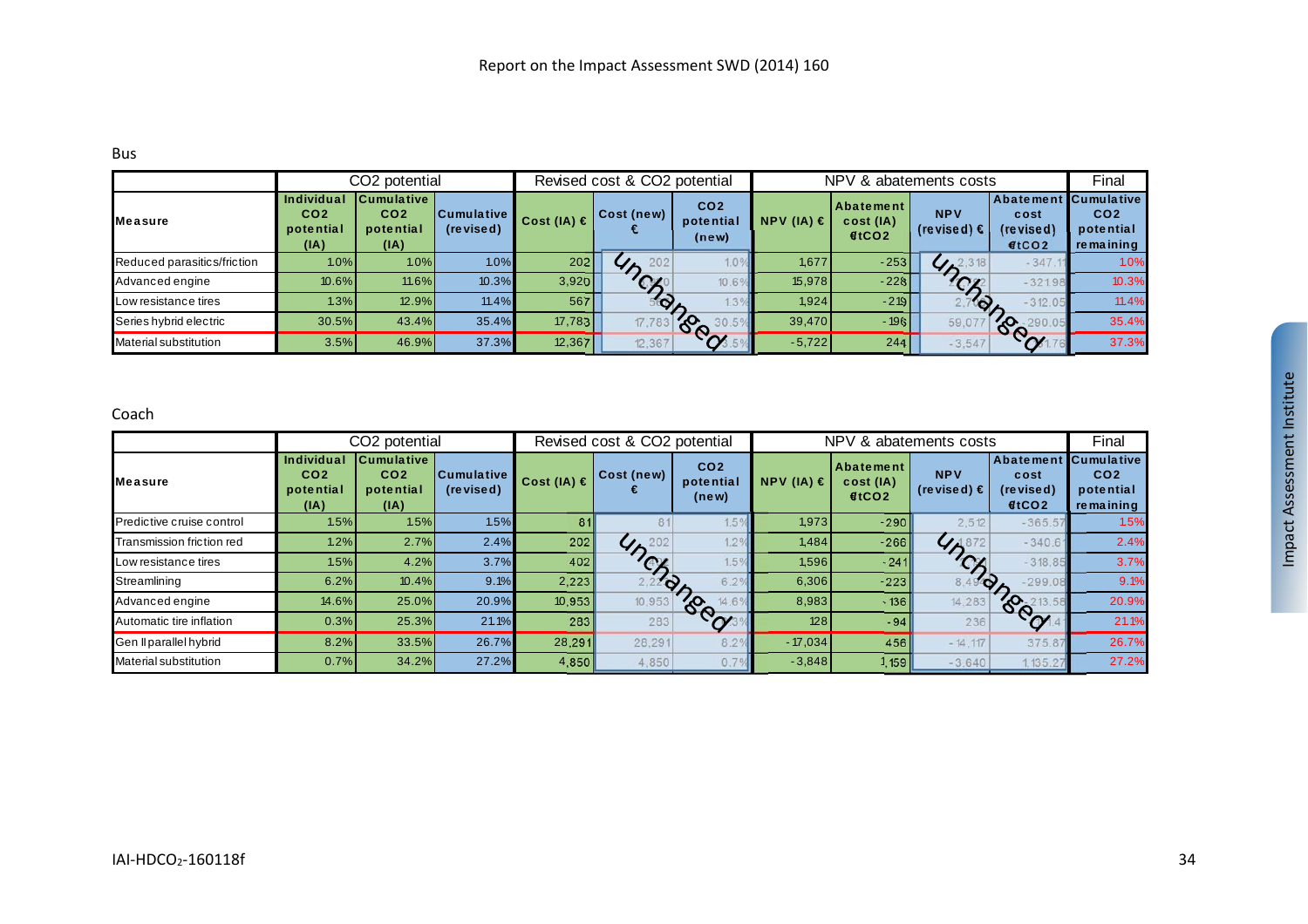Bus

| Measure | CO2 potential | | | Revised cost & CO2 potential | | | NPV & abatements costs | | | | Final |
|---|---|---|---|---|---|---|---|---|---|---|---|
| | Individual CO2 potential (IA) | Cumulative CO2 potential (IA) | Cumulative (revised) | Cost (IA) € | Cost (new) € | CO2 potential (new) | NPV (IA) € | Abatement cost (IA) €/tCO2 | NPV (revised) € | Abatement cost (revised) €/tCO2 | Cumulative CO2 potential remaining |
| Reduced parasitics/friction | 1.0% | 1.0% | 1.0% | 202 | 202 | 1.0% | 1,677 | -253 | 2,318 | -347.11 | 1.0% |
| Advanced engine | 10.6% | 11.6% | 10.3% | 3,920 | 3,920 | 10.6% | 15,978 | -228 | 22,202 | -321.98 | 10.3% |
| Low resistance tires | 1.3% | 12.9% | 11.4% | 567 | 567 | 1.3% | 1,924 | -219 | 2,700 | -312.05 | 11.4% |
| Series hybrid electric | 30.5% | 43.4% | 35.4% | 17,783 | 17,783 | 30.5% | 39,470 | -196 | 59,077 | -290.05 | 35.4% |
| Material substitution | 3.5% | 46.9% | 37.3% | 12,367 | 12,367 | 3.5% | -5,722 | 244 | -3,547 | 151.78 | 37.3% |

*Revised cost & CO2 potential and revised NPV/abatement cost: Unchanged*

Coach

| Measure | CO2 potential | | | Revised cost & CO2 potential | | | NPV & abatements costs | | | | Final |
|---|---|---|---|---|---|---|---|---|---|---|---|
| | Individual CO2 potential (IA) | Cumulative CO2 potential (IA) | Cumulative (revised) | Cost (IA) € | Cost (new) € | CO2 potential (new) | NPV (IA) € | Abatement cost (IA) €/tCO2 | NPV (revised) € | Abatement cost (revised) €/tCO2 | Cumulative CO2 potential remaining |
| Predictive cruise control | 1.5% | 1.5% | 1.5% | 81 | 81 | 1.5% | 1,973 | -290 | 2,512 | -365.57 | 1.5% |
| Transmission friction red | 1.2% | 2.7% | 2.4% | 202 | 202 | 1.2% | 1,484 | -266 | 1,872 | -340.61 | 2.4% |
| Low resistance tires | 1.5% | 4.2% | 3.7% | 402 | 402 | 1.5% | 1,596 | -241 | 2,0.. | -318.85 | 3.7% |
| Streamlining | 6.2% | 10.4% | 9.1% | 2,223 | 2,223 | 6.2% | 6,306 | -223 | 8,49. | -299.08 | 9.1% |
| Advanced engine | 14.6% | 25.0% | 20.9% | 10,953 | 10,953 | 14.6% | 8,983 | -136 | 14,283 | -213.58 | 20.9% |
| Automatic tire inflation | 0.3% | 25.3% | 21.1% | 283 | 283 | 0.3% | 128 | -94 | 236 | -..4 | 21.1% |
| Gen II parallel hybrid | 8.2% | 33.5% | 26.7% | 28,291 | 28,291 | 8.2% | -17,034 | 456 | -14,117 | 375.87 | 26.7% |
| Material substitution | 0.7% | 34.2% | 27.2% | 4,850 | 4,850 | 0.7% | -3,848 | 1,159 | -3,640 | 1,135.27 | 27.2% |

*Revised cost & CO2 potential and revised NPV/abatement cost: Unchanged*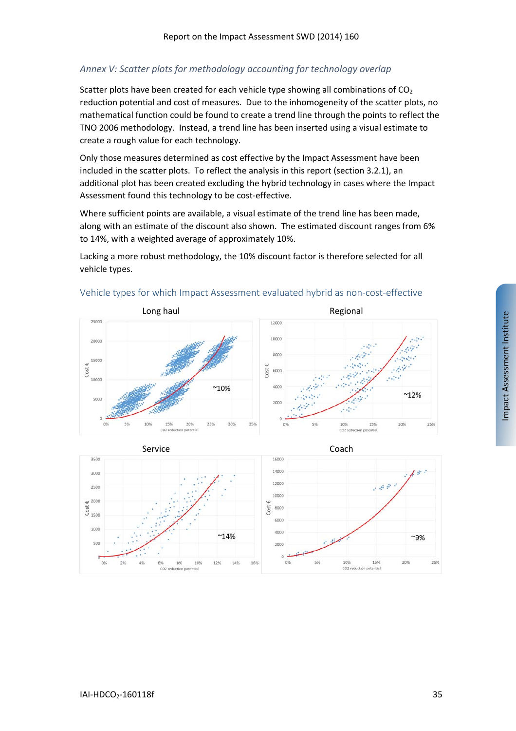### *Annex V: Scatter plots for methodology accounting for technology overlap*

Scatter plots have been created for each vehicle type showing all combinations of $CO_2$ reduction potential and cost of measures. Due to the inhomogeneity of the scatter plots, no mathematical function could be found to create a trend line through the points to reflect the TNO 2006 methodology. Instead, a trend line has been inserted using a visual estimate to create a rough value for each technology.

Only those measures determined as cost effective by the Impact Assessment have been included in the scatter plots. To reflect the analysis in this report (section 3.2.1), an additional plot has been created excluding the hybrid technology in cases where the Impact Assessment found this technology to be cost-effective.

Where sufficient points are available, a visual estimate of the trend line has been made, along with an estimate of the discount also shown. The estimated discount ranges from 6% to 14%, with a weighted average of approximately 10%.

Lacking a more robust methodology, the 10% discount factor is therefore selected for all vehicle types.

## Vehicle types for which Impact Assessment evaluated hybrid as non-cost-effective

Long haul

~10%

Regional

~12%

Service

~14%

Coach

~9%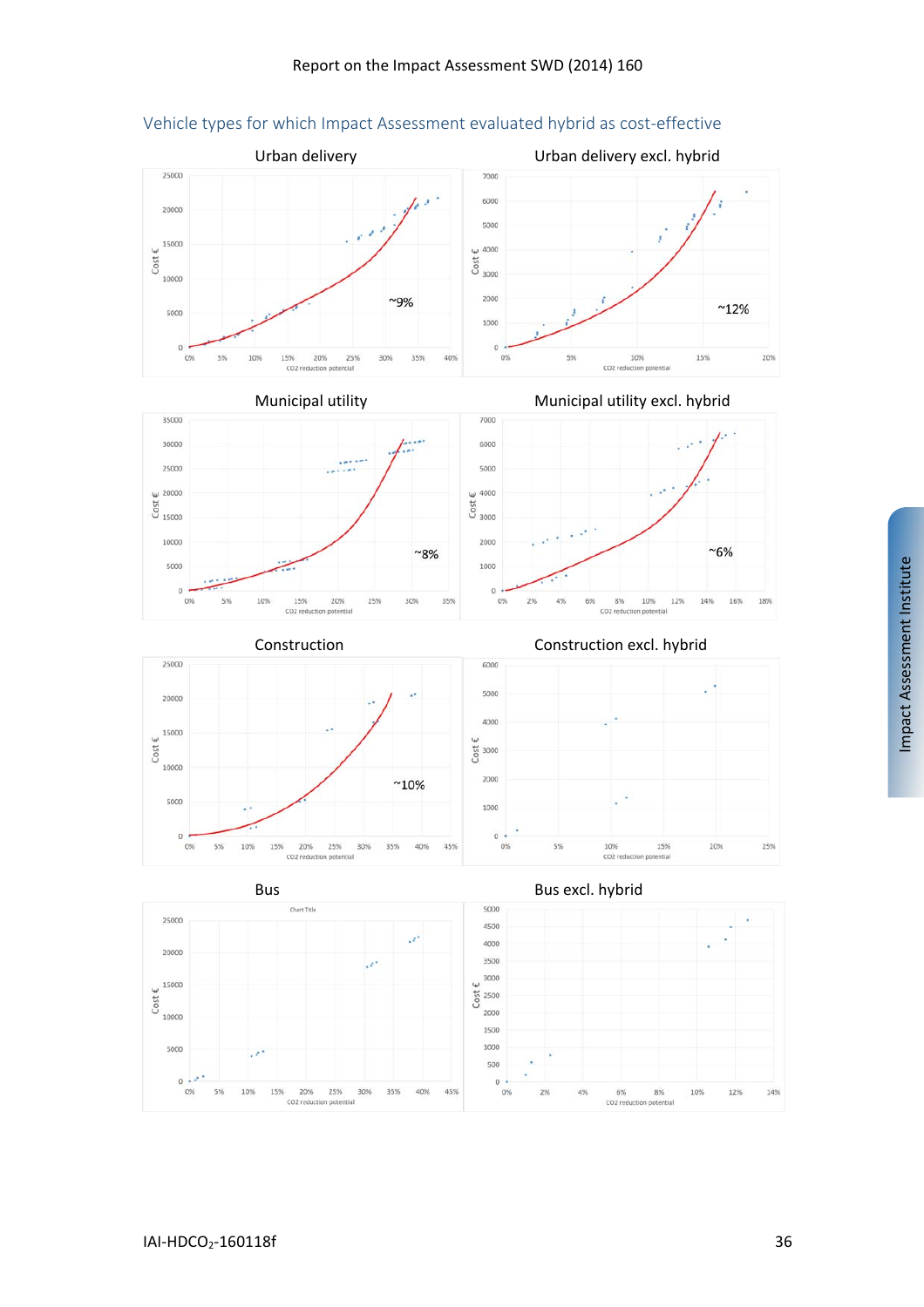## Vehicle types for which Impact Assessment evaluated hybrid as cost-effective

Urban delivery

~9%

Urban delivery excl. hybrid

~12%

Municipal utility

~8%

Municipal utility excl. hybrid

~6%

Construction

~10%

Construction excl. hybrid

Bus

Bus excl. hybrid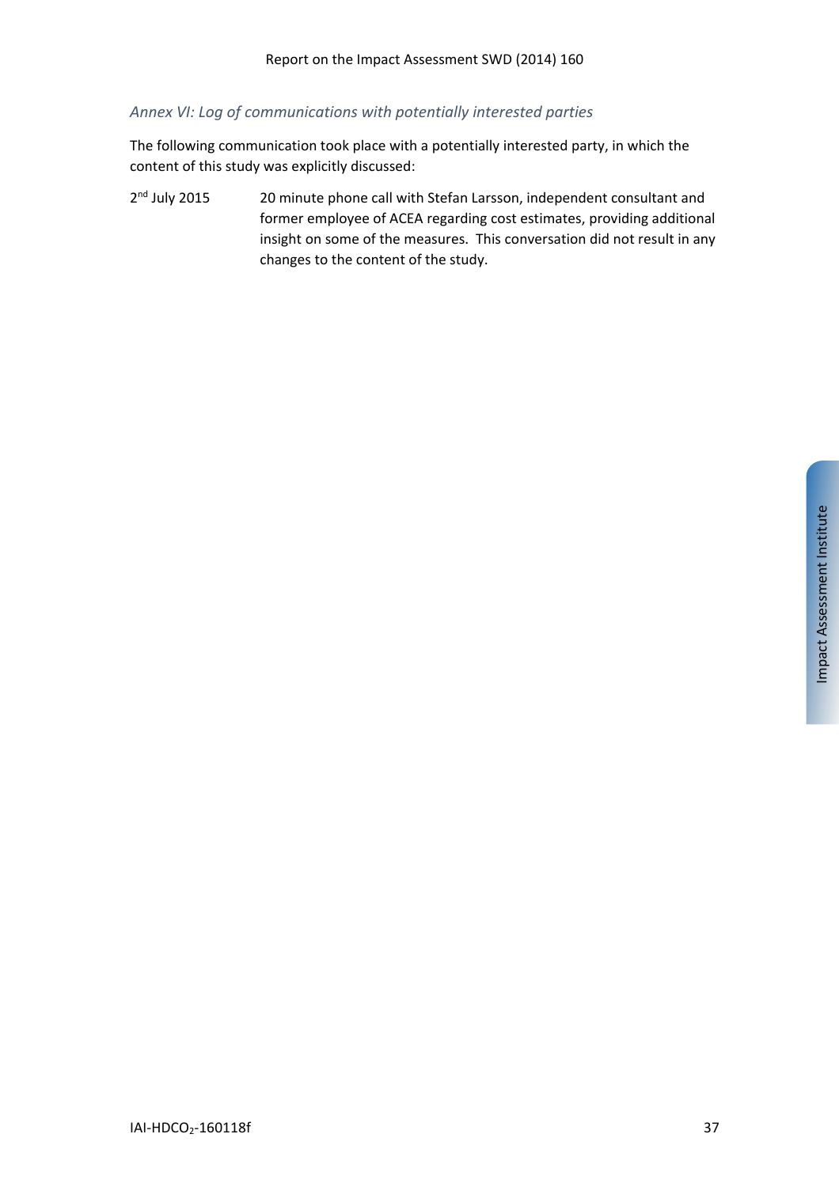### *Annex VI: Log of communications with potentially interested parties*

The following communication took place with a potentially interested party, in which the content of this study was explicitly discussed:

2nd July 2015 — 20 minute phone call with Stefan Larsson, independent consultant and former employee of ACEA regarding cost estimates, providing additional insight on some of the measures. This conversation did not result in any changes to the content of the study.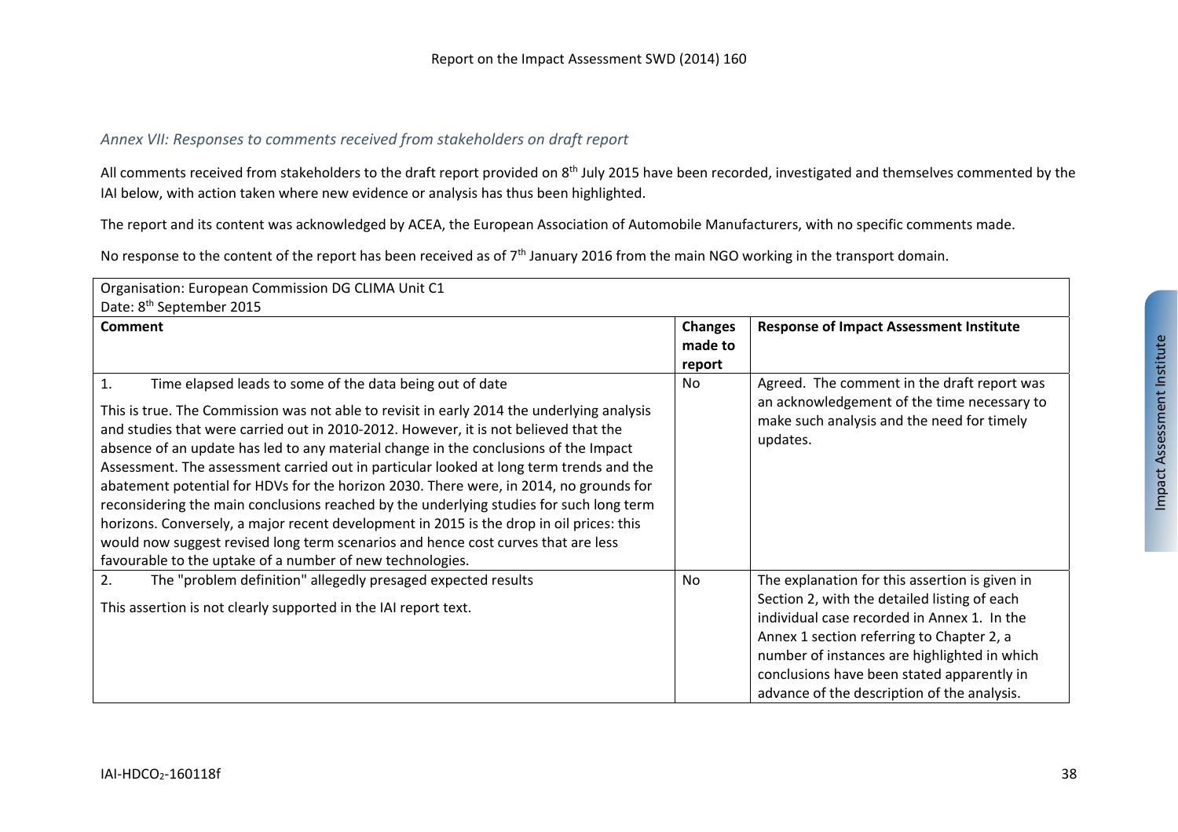*Annex VII: Responses to comments received from stakeholders on draft report*

All comments received from stakeholders to the draft report provided on 8th July 2015 have been recorded, investigated and themselves commented by the IAI below, with action taken where new evidence or analysis has thus been highlighted.

The report and its content was acknowledged by ACEA, the European Association of Automobile Manufacturers, with no specific comments made.

No response to the content of the report has been received as of 7th January 2016 from the main NGO working in the transport domain.

Organisation: European Commission DG CLIMA Unit C1
Date: 8th September 2015

| Comment | Changes made to report | Response of Impact Assessment Institute |
|---|---|---|
| 1. Time elapsed leads to some of the data being out of date<br><br>This is true. The Commission was not able to revisit in early 2014 the underlying analysis and studies that were carried out in 2010-2012. However, it is not believed that the absence of an update has led to any material change in the conclusions of the Impact Assessment. The assessment carried out in particular looked at long term trends and the abatement potential for HDVs for the horizon 2030. There were, in 2014, no grounds for reconsidering the main conclusions reached by the underlying studies for such long term horizons. Conversely, a major recent development in 2015 is the drop in oil prices: this would now suggest revised long term scenarios and hence cost curves that are less favourable to the uptake of a number of new technologies. | No | Agreed. The comment in the draft report was an acknowledgement of the time necessary to make such analysis and the need for timely updates. |
| 2. The "problem definition" allegedly presaged expected results<br><br>This assertion is not clearly supported in the IAI report text. | No | The explanation for this assertion is given in Section 2, with the detailed listing of each individual case recorded in Annex 1. In the Annex 1 section referring to Chapter 2, a number of instances are highlighted in which conclusions have been stated apparently in advance of the description of the analysis. |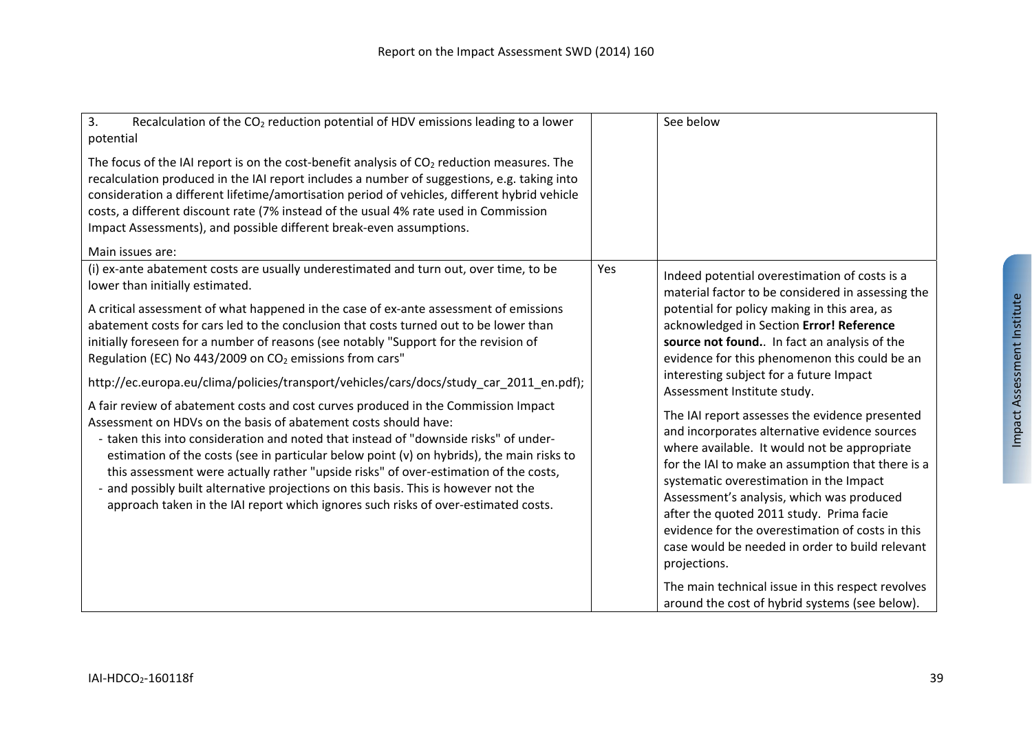| | | |
|---|---|---|
| 3. Recalculation of the $CO_2$ reduction potential of HDV emissions leading to a lower potential<br><br>The focus of the IAI report is on the cost-benefit analysis of $CO_2$ reduction measures. The recalculation produced in the IAI report includes a number of suggestions, e.g. taking into consideration a different lifetime/amortisation period of vehicles, different hybrid vehicle costs, a different discount rate (7% instead of the usual 4% rate used in Commission Impact Assessments), and possible different break-even assumptions.<br><br>Main issues are: | | See below |
| (i) ex-ante abatement costs are usually underestimated and turn out, over time, to be lower than initially estimated.<br><br>A critical assessment of what happened in the case of ex-ante assessment of emissions abatement costs for cars led to the conclusion that costs turned out to be lower than initially foreseen for a number of reasons (see notably "Support for the revision of Regulation (EC) No 443/2009 on $CO_2$ emissions from cars"<br><br>http://ec.europa.eu/clima/policies/transport/vehicles/cars/docs/study_car_2011_en.pdf);<br><br>A fair review of abatement costs and cost curves produced in the Commission Impact Assessment on HDVs on the basis of abatement costs should have:<br>- taken this into consideration and noted that instead of "downside risks" of under-estimation of the costs (see in particular below point (v) on hybrids), the main risks to this assessment were actually rather "upside risks" of over-estimation of the costs,<br>- and possibly built alternative projections on this basis. This is however not the approach taken in the IAI report which ignores such risks of over-estimated costs. | Yes | Indeed potential overestimation of costs is a material factor to be considered in assessing the potential for policy making in this area, as acknowledged in Section **Error! Reference source not found.**. In fact an analysis of the evidence for this phenomenon this could be an interesting subject for a future Impact Assessment Institute study.<br><br>The IAI report assesses the evidence presented and incorporates alternative evidence sources where available. It would not be appropriate for the IAI to make an assumption that there is a systematic overestimation in the Impact Assessment's analysis, which was produced after the quoted 2011 study. Prima facie evidence for the overestimation of costs in this case would be needed in order to build relevant projections.<br><br>The main technical issue in this respect revolves around the cost of hybrid systems (see below). |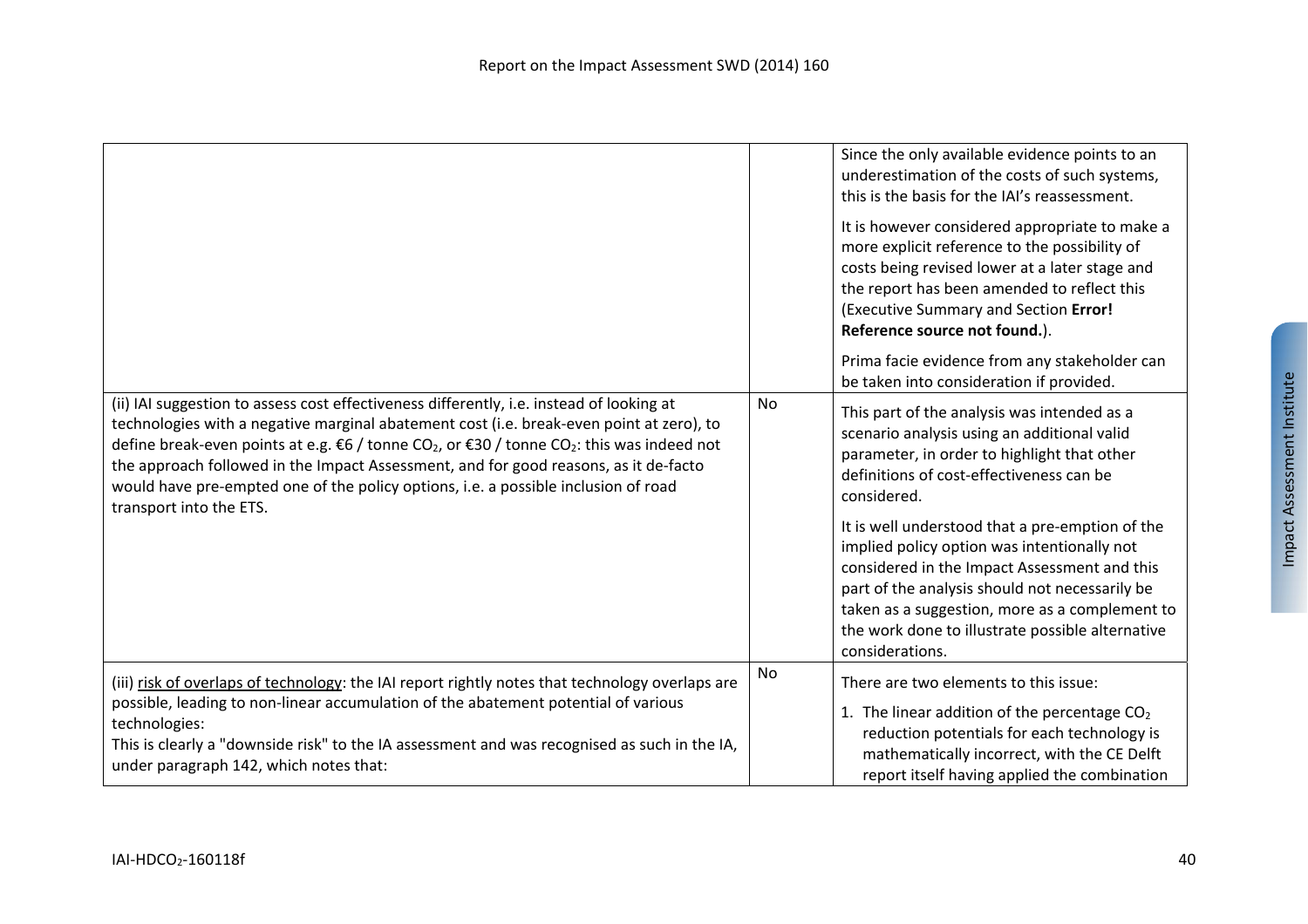| | | |
|---|---|---|
| | | Since the only available evidence points to an underestimation of the costs of such systems, this is the basis for the IAI's reassessment.<br><br>It is however considered appropriate to make a more explicit reference to the possibility of costs being revised lower at a later stage and the report has been amended to reflect this (Executive Summary and Section **Error! Reference source not found.**).<br><br>Prima facie evidence from any stakeholder can be taken into consideration if provided. |
| (ii) IAI suggestion to assess cost effectiveness differently, i.e. instead of looking at technologies with a negative marginal abatement cost (i.e. break-even point at zero), to define break-even points at e.g. €6 / tonne $CO_2$, or €30 / tonne $CO_2$: this was indeed not the approach followed in the Impact Assessment, and for good reasons, as it de-facto would have pre-empted one of the policy options, i.e. a possible inclusion of road transport into the ETS. | No | This part of the analysis was intended as a scenario analysis using an additional valid parameter, in order to highlight that other definitions of cost-effectiveness can be considered.<br><br>It is well understood that a pre-emption of the implied policy option was intentionally not considered in the Impact Assessment and this part of the analysis should not necessarily be taken as a suggestion, more as a complement to the work done to illustrate possible alternative considerations. |
| (iii) <u>risk of overlaps of technology</u>: the IAI report rightly notes that technology overlaps are possible, leading to non-linear accumulation of the abatement potential of various technologies:<br>This is clearly a "downside risk" to the IA assessment and was recognised as such in the IA, under paragraph 142, which notes that: | No | There are two elements to this issue:<br><br>1. The linear addition of the percentage $CO_2$ reduction potentials for each technology is mathematically incorrect, with the CE Delft report itself having applied the combination |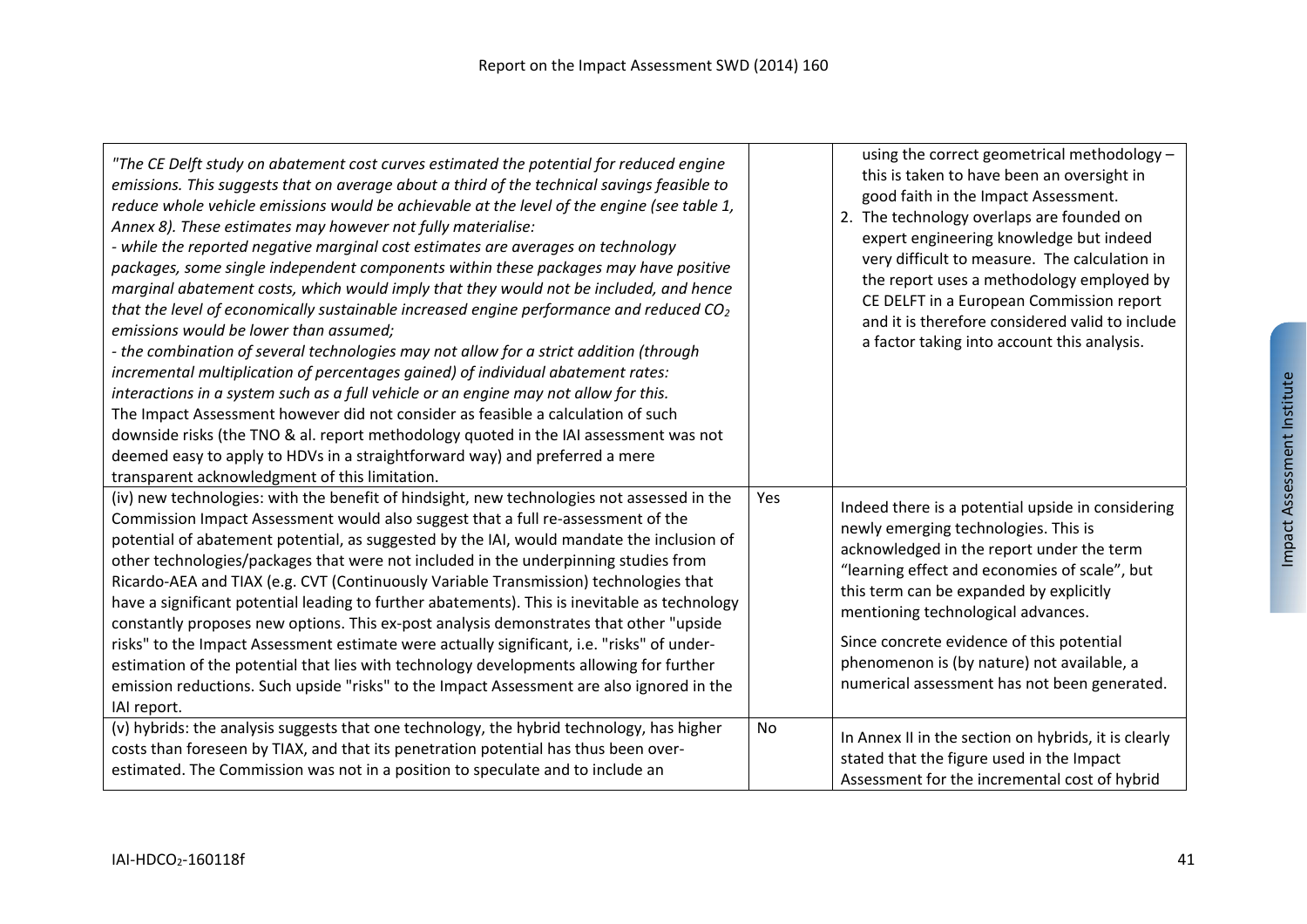| | | |
|---|---|---|
| *"The CE Delft study on abatement cost curves estimated the potential for reduced engine emissions. This suggests that on average about a third of the technical savings feasible to reduce whole vehicle emissions would be achievable at the level of the engine (see table 1, Annex 8). These estimates may however not fully materialise:*<br>*- while the reported negative marginal cost estimates are averages on technology packages, some single independent components within these packages may have positive marginal abatement costs, which would imply that they would not be included, and hence that the level of economically sustainable increased engine performance and reduced $CO_2$ emissions would be lower than assumed;*<br>*- the combination of several technologies may not allow for a strict addition (through incremental multiplication of percentages gained) of individual abatement rates: interactions in a system such as a full vehicle or an engine may not allow for this.*<br>The Impact Assessment however did not consider as feasible a calculation of such downside risks (the TNO & al. report methodology quoted in the IAI assessment was not deemed easy to apply to HDVs in a straightforward way) and preferred a mere transparent acknowledgment of this limitation. | | using the correct geometrical methodology – this is taken to have been an oversight in good faith in the Impact Assessment.<br>2. The technology overlaps are founded on expert engineering knowledge but indeed very difficult to measure. The calculation in the report uses a methodology employed by CE DELFT in a European Commission report and it is therefore considered valid to include a factor taking into account this analysis. |
| (iv) new technologies: with the benefit of hindsight, new technologies not assessed in the Commission Impact Assessment would also suggest that a full re-assessment of the potential of abatement potential, as suggested by the IAI, would mandate the inclusion of other technologies/packages that were not included in the underpinning studies from Ricardo-AEA and TIAX (e.g. CVT (Continuously Variable Transmission) technologies that have a significant potential leading to further abatements). This is inevitable as technology constantly proposes new options. This ex-post analysis demonstrates that other "upside risks" to the Impact Assessment estimate were actually significant, i.e. "risks" of under-estimation of the potential that lies with technology developments allowing for further emission reductions. Such upside "risks" to the Impact Assessment are also ignored in the IAI report. | Yes | Indeed there is a potential upside in considering newly emerging technologies. This is acknowledged in the report under the term "learning effect and economies of scale", but this term can be expanded by explicitly mentioning technological advances.<br><br>Since concrete evidence of this potential phenomenon is (by nature) not available, a numerical assessment has not been generated. |
| (v) hybrids: the analysis suggests that one technology, the hybrid technology, has higher costs than foreseen by TIAX, and that its penetration potential has thus been over-estimated. The Commission was not in a position to speculate and to include an | No | In Annex II in the section on hybrids, it is clearly stated that the figure used in the Impact Assessment for the incremental cost of hybrid |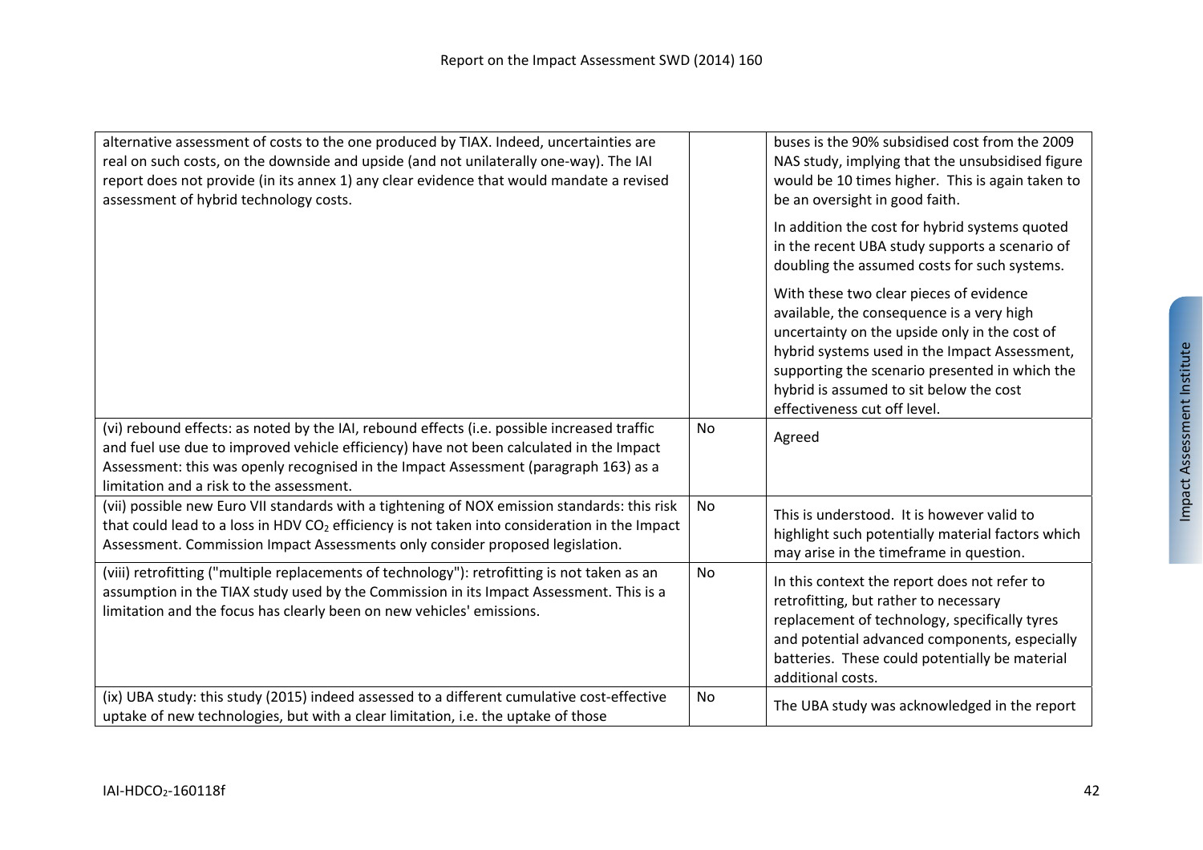| | | |
|---|---|---|
| alternative assessment of costs to the one produced by TIAX. Indeed, uncertainties are real on such costs, on the downside and upside (and not unilaterally one-way). The IAI report does not provide (in its annex 1) any clear evidence that would mandate a revised assessment of hybrid technology costs. | | buses is the 90% subsidised cost from the 2009 NAS study, implying that the unsubsidised figure would be 10 times higher. This is again taken to be an oversight in good faith.<br><br>In addition the cost for hybrid systems quoted in the recent UBA study supports a scenario of doubling the assumed costs for such systems.<br><br>With these two clear pieces of evidence available, the consequence is a very high uncertainty on the upside only in the cost of hybrid systems used in the Impact Assessment, supporting the scenario presented in which the hybrid is assumed to sit below the cost effectiveness cut off level. |
| (vi) rebound effects: as noted by the IAI, rebound effects (i.e. possible increased traffic and fuel use due to improved vehicle efficiency) have not been calculated in the Impact Assessment: this was openly recognised in the Impact Assessment (paragraph 163) as a limitation and a risk to the assessment. | No | Agreed |
| (vii) possible new Euro VII standards with a tightening of NOX emission standards: this risk that could lead to a loss in HDV $CO_2$ efficiency is not taken into consideration in the Impact Assessment. Commission Impact Assessments only consider proposed legislation. | No | This is understood. It is however valid to highlight such potentially material factors which may arise in the timeframe in question. |
| (viii) retrofitting ("multiple replacements of technology"): retrofitting is not taken as an assumption in the TIAX study used by the Commission in its Impact Assessment. This is a limitation and the focus has clearly been on new vehicles' emissions. | No | In this context the report does not refer to retrofitting, but rather to necessary replacement of technology, specifically tyres and potential advanced components, especially batteries. These could potentially be material additional costs. |
| (ix) UBA study: this study (2015) indeed assessed to a different cumulative cost-effective uptake of new technologies, but with a clear limitation, i.e. the uptake of those | No | The UBA study was acknowledged in the report |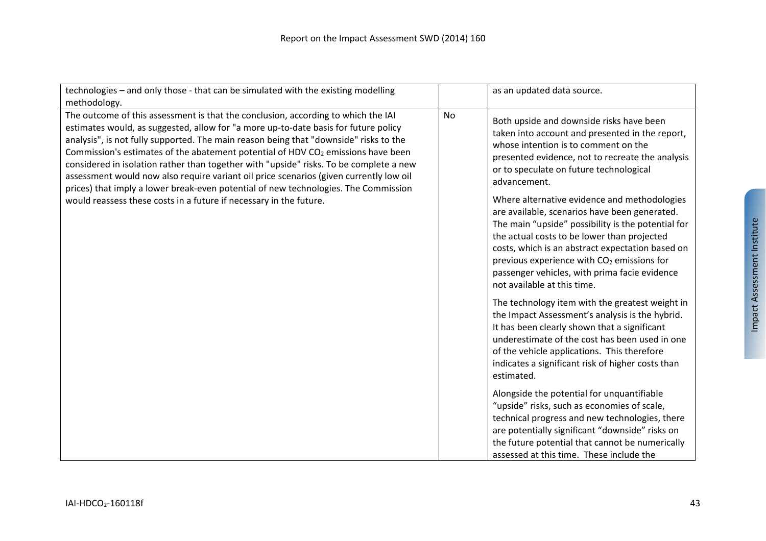| | | |
|---|---|---|
| technologies – and only those - that can be simulated with the existing modelling methodology. | | as an updated data source. |
| The outcome of this assessment is that the conclusion, according to which the IAI estimates would, as suggested, allow for "a more up-to-date basis for future policy analysis", is not fully supported. The main reason being that "downside" risks to the Commission's estimates of the abatement potential of HDV $CO_2$ emissions have been considered in isolation rather than together with "upside" risks. To be complete a new assessment would now also require variant oil price scenarios (given currently low oil prices) that imply a lower break-even potential of new technologies. The Commission would reassess these costs in a future if necessary in the future. | No | Both upside and downside risks have been taken into account and presented in the report, whose intention is to comment on the presented evidence, not to recreate the analysis or to speculate on future technological advancement.<br><br>Where alternative evidence and methodologies are available, scenarios have been generated. The main "upside" possibility is the potential for the actual costs to be lower than projected costs, which is an abstract expectation based on previous experience with $CO_2$ emissions for passenger vehicles, with prima facie evidence not available at this time.<br><br>The technology item with the greatest weight in the Impact Assessment's analysis is the hybrid. It has been clearly shown that a significant underestimate of the cost has been used in one of the vehicle applications. This therefore indicates a significant risk of higher costs than estimated.<br><br>Alongside the potential for unquantifiable "upside" risks, such as economies of scale, technical progress and new technologies, there are potentially significant "downside" risks on the future potential that cannot be numerically assessed at this time. These include the |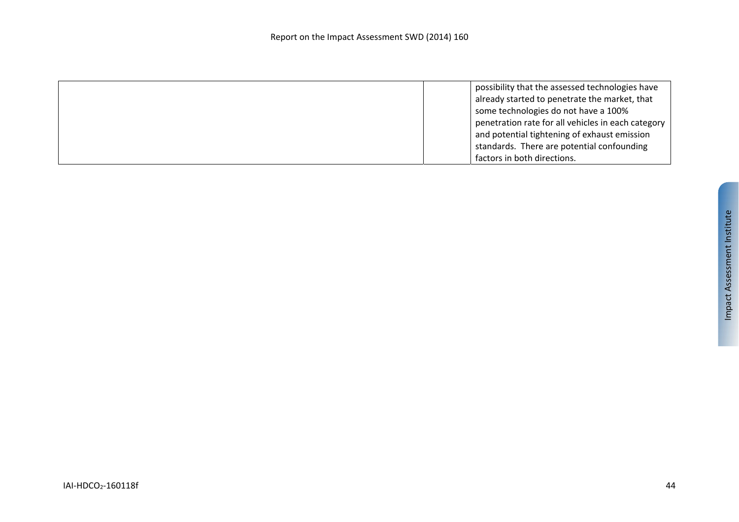| | | |
|---|---|---|
| | | possibility that the assessed technologies have already started to penetrate the market, that some technologies do not have a 100% penetration rate for all vehicles in each category and potential tightening of exhaust emission standards. There are potential confounding factors in both directions. |